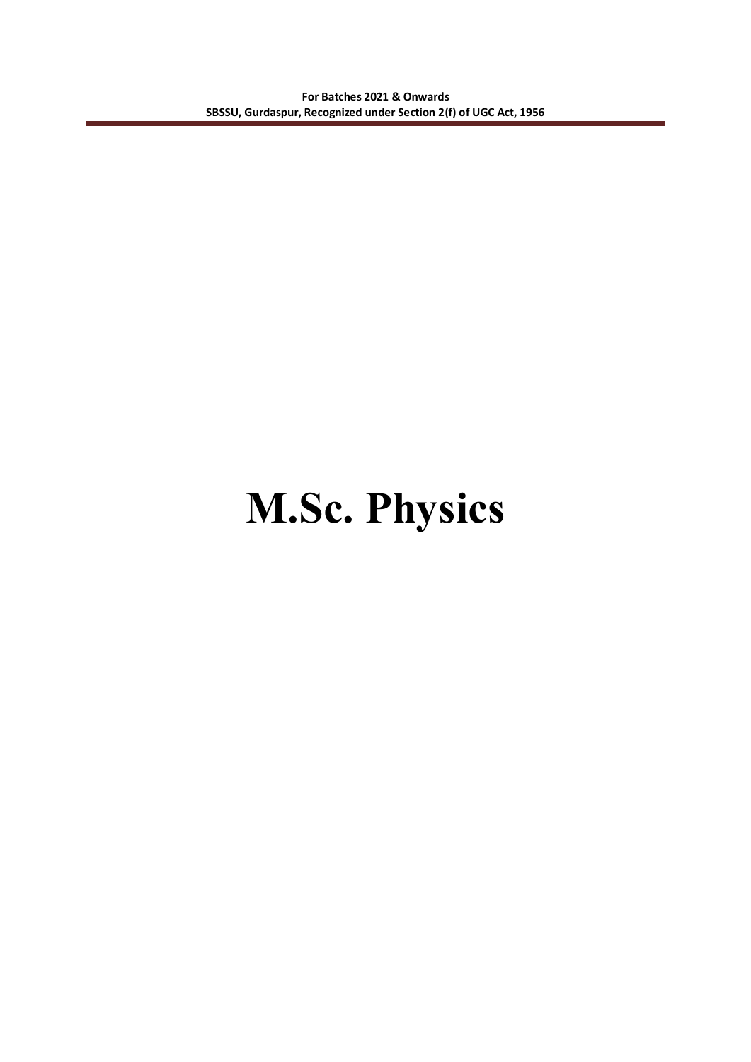# M.Sc. Physics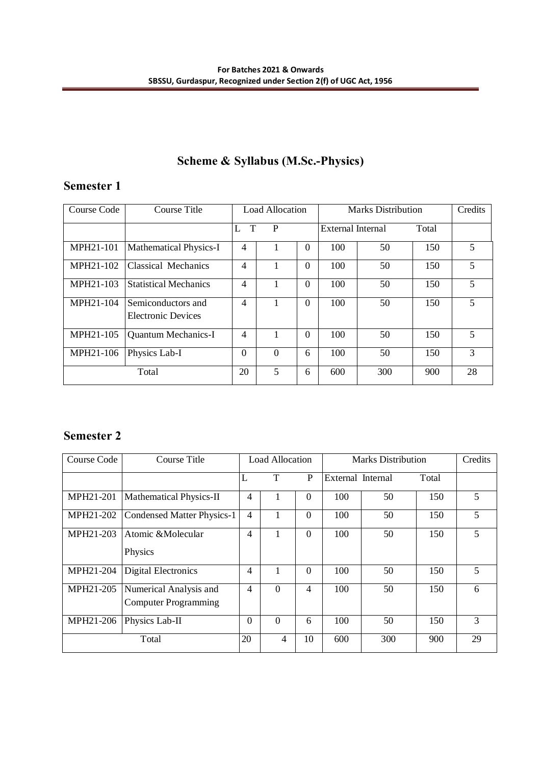# Scheme & Syllabus (M.Sc.-Physics)

## Semester 1

| Course Code | Course Title | Load Allocation | | | Marks Distribution | | | Credits |
|---|---|---|---|---|---|---|---|---|
| | | L | T | P | External | Internal | Total | |
| MPH21-101 | Mathematical Physics-I | 4 | 1 | 0 | 100 | 50 | 150 | 5 |
| MPH21-102 | Classical Mechanics | 4 | 1 | 0 | 100 | 50 | 150 | 5 |
| MPH21-103 | Statistical Mechanics | 4 | 1 | 0 | 100 | 50 | 150 | 5 |
| MPH21-104 | Semiconductors and Electronic Devices | 4 | 1 | 0 | 100 | 50 | 150 | 5 |
| MPH21-105 | Quantum Mechanics-I | 4 | 1 | 0 | 100 | 50 | 150 | 5 |
| MPH21-106 | Physics Lab-I | 0 | 0 | 6 | 100 | 50 | 150 | 3 |
| Total | | 20 | 5 | 6 | 600 | 300 | 900 | 28 |

## Semester 2

| Course Code | Course Title | Load Allocation | | | Marks Distribution | | | Credits |
|---|---|---|---|---|---|---|---|---|
| | | L | T | P | External | Internal | Total | |
| MPH21-201 | Mathematical Physics-II | 4 | 1 | 0 | 100 | 50 | 150 | 5 |
| MPH21-202 | Condensed Matter Physics-1 | 4 | 1 | 0 | 100 | 50 | 150 | 5 |
| MPH21-203 | Atomic &Molecular Physics | 4 | 1 | 0 | 100 | 50 | 150 | 5 |
| MPH21-204 | Digital Electronics | 4 | 1 | 0 | 100 | 50 | 150 | 5 |
| MPH21-205 | Numerical Analysis and Computer Programming | 4 | 0 | 4 | 100 | 50 | 150 | 6 |
| MPH21-206 | Physics Lab-II | 0 | 0 | 6 | 100 | 50 | 150 | 3 |
| Total | | 20 | 4 | 10 | 600 | 300 | 900 | 29 |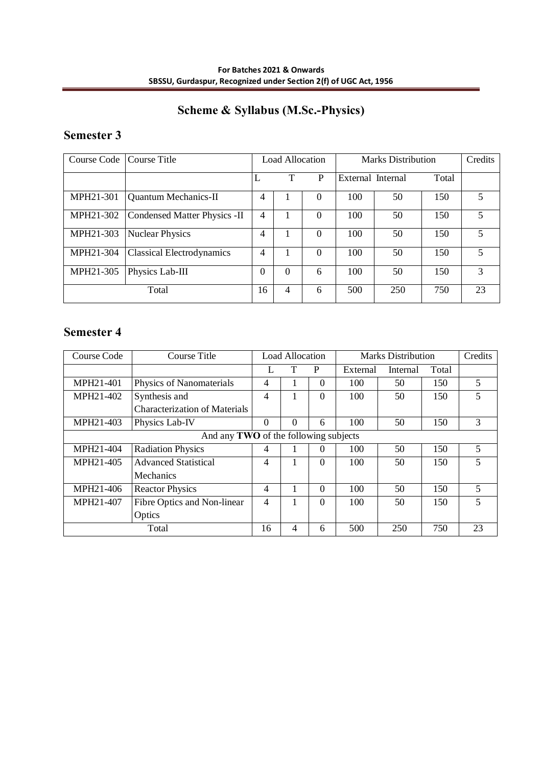# Scheme & Syllabus (M.Sc.-Physics)

## Semester 3

| Course Code | Course Title | Load Allocation | | | Marks Distribution | | | Credits |
|---|---|---|---|---|---|---|---|---|
| | | L | T | P | External | Internal | Total | |
| MPH21-301 | Quantum Mechanics-II | 4 | 1 | 0 | 100 | 50 | 150 | 5 |
| MPH21-302 | Condensed Matter Physics -II | 4 | 1 | 0 | 100 | 50 | 150 | 5 |
| MPH21-303 | Nuclear Physics | 4 | 1 | 0 | 100 | 50 | 150 | 5 |
| MPH21-304 | Classical Electrodynamics | 4 | 1 | 0 | 100 | 50 | 150 | 5 |
| MPH21-305 | Physics Lab-III | 0 | 0 | 6 | 100 | 50 | 150 | 3 |
| Total | | 16 | 4 | 6 | 500 | 250 | 750 | 23 |

## Semester 4

| Course Code | Course Title | Load Allocation | | | Marks Distribution | | | Credits |
|---|---|---|---|---|---|---|---|---|
| | | L | T | P | External | Internal | Total | |
| MPH21-401 | Physics of Nanomaterials | 4 | 1 | 0 | 100 | 50 | 150 | 5 |
| MPH21-402 | Synthesis and Characterization of Materials | 4 | 1 | 0 | 100 | 50 | 150 | 5 |
| MPH21-403 | Physics Lab-IV | 0 | 0 | 6 | 100 | 50 | 150 | 3 |
| And any **TWO** of the following subjects | | | | | | | | |
| MPH21-404 | Radiation Physics | 4 | 1 | 0 | 100 | 50 | 150 | 5 |
| MPH21-405 | Advanced Statistical Mechanics | 4 | 1 | 0 | 100 | 50 | 150 | 5 |
| MPH21-406 | Reactor Physics | 4 | 1 | 0 | 100 | 50 | 150 | 5 |
| MPH21-407 | Fibre Optics and Non-linear Optics | 4 | 1 | 0 | 100 | 50 | 150 | 5 |
| Total | | 16 | 4 | 6 | 500 | 250 | 750 | 23 |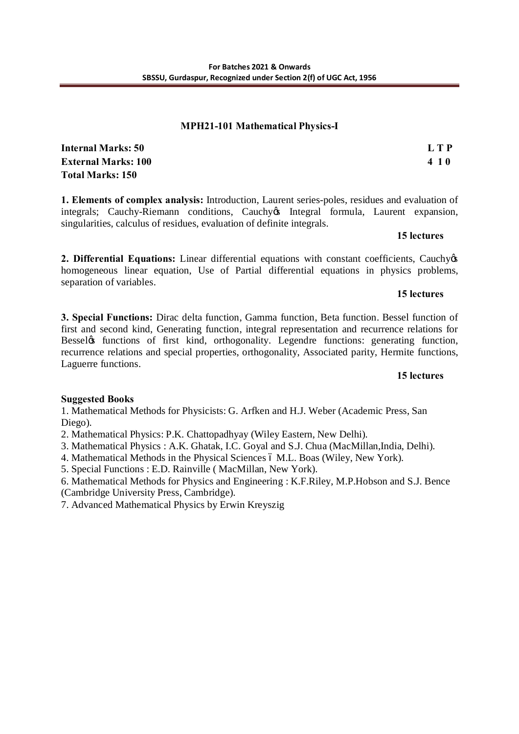## MPH21-101 Mathematical Physics-I

**Internal Marks: 50** | **L T P**
**External Marks: 100** | **4 1 0**
**Total Marks: 150**

**1. Elements of complex analysis:** Introduction, Laurent series-poles, residues and evaluation of integrals; Cauchy-Riemann conditions, Cauchy's Integral formula, Laurent expansion, singularities, calculus of residues, evaluation of definite integrals.

**15 lectures**

**2. Differential Equations:** Linear differential equations with constant coefficients, Cauchy's homogeneous linear equation, Use of Partial differential equations in physics problems, separation of variables.

**15 lectures**

**3. Special Functions:** Dirac delta function, Gamma function, Beta function. Bessel function of first and second kind, Generating function, integral representation and recurrence relations for Bessel's functions of first kind, orthogonality. Legendre functions: generating function, recurrence relations and special properties, orthogonality, Associated parity, Hermite functions, Laguerre functions.

**15 lectures**

**Suggested Books**

1. Mathematical Methods for Physicists: G. Arfken and H.J. Weber (Academic Press, San Diego).
2. Mathematical Physics: P.K. Chattopadhyay (Wiley Eastern, New Delhi).
3. Mathematical Physics : A.K. Ghatak, I.C. Goyal and S.J. Chua (MacMillan,India, Delhi).
4. Mathematical Methods in the Physical Sciences – M.L. Boas (Wiley, New York).
5. Special Functions : E.D. Rainville ( MacMillan, New York).
6. Mathematical Methods for Physics and Engineering : K.F.Riley, M.P.Hobson and S.J. Bence (Cambridge University Press, Cambridge).
7. Advanced Mathematical Physics by Erwin Kreyszig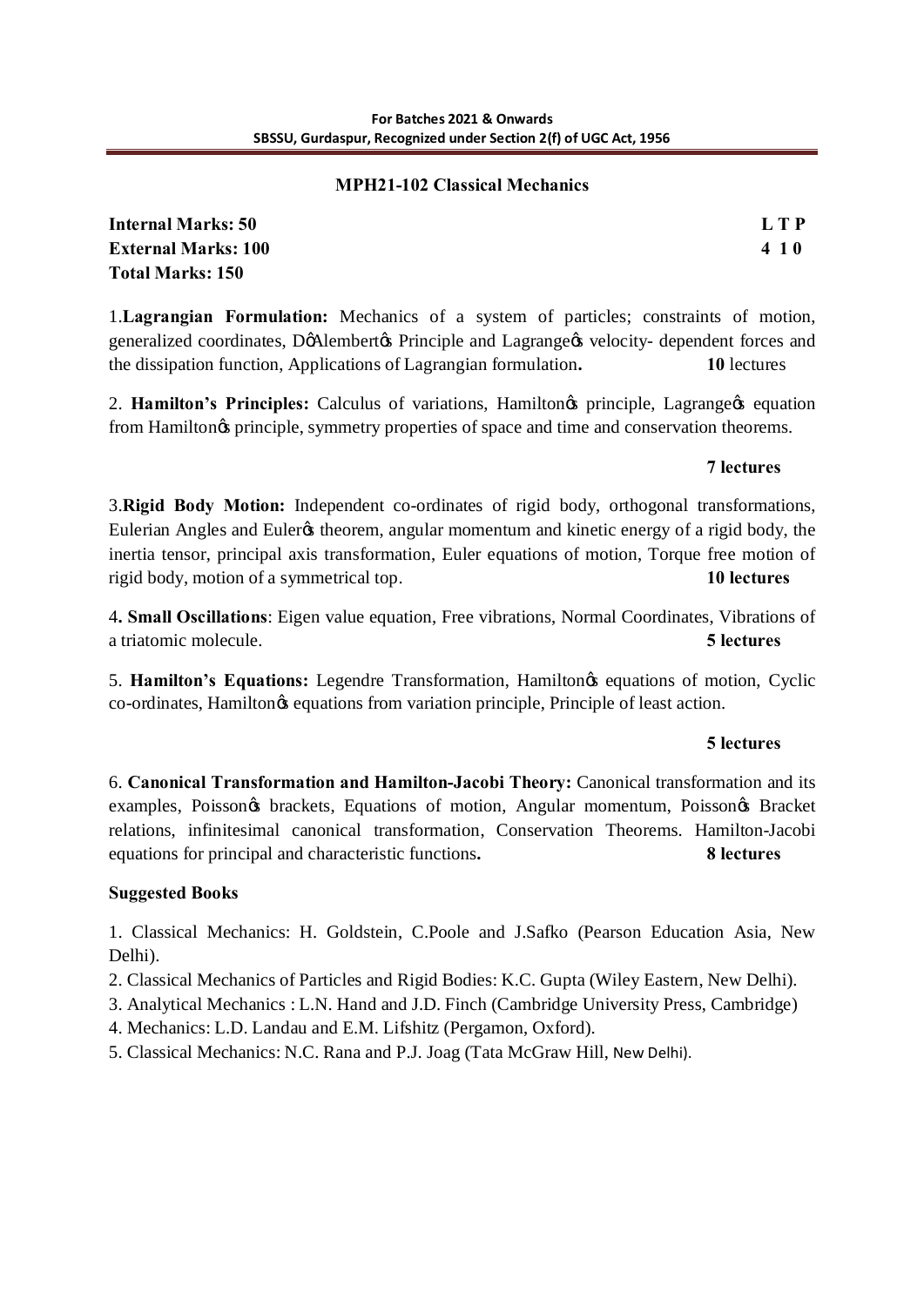## MPH21-102 Classical Mechanics

**Internal Marks: 50** **L T P**
**External Marks: 100** **4 1 0**
**Total Marks: 150**

1.**Lagrangian Formulation:** Mechanics of a system of particles; constraints of motion, generalized coordinates, D'Alembert's Principle and Lagrange's velocity- dependent forces and the dissipation function, Applications of Lagrangian formulation**.** **10** lectures

2. **Hamilton's Principles:** Calculus of variations, Hamilton's principle, Lagrange's equation from Hamilton's principle, symmetry properties of space and time and conservation theorems.

**7 lectures**

3.**Rigid Body Motion:** Independent co-ordinates of rigid body, orthogonal transformations, Eulerian Angles and Euler's theorem, angular momentum and kinetic energy of a rigid body, the inertia tensor, principal axis transformation, Euler equations of motion, Torque free motion of rigid body, motion of a symmetrical top. **10 lectures**

4**. Small Oscillations**: Eigen value equation, Free vibrations, Normal Coordinates, Vibrations of a triatomic molecule. **5 lectures**

5. **Hamilton's Equations:** Legendre Transformation, Hamilton's equations of motion, Cyclic co-ordinates, Hamilton's equations from variation principle, Principle of least action.

**5 lectures**

6. **Canonical Transformation and Hamilton-Jacobi Theory:** Canonical transformation and its examples, Poisson's brackets, Equations of motion, Angular momentum, Poisson's Bracket relations, infinitesimal canonical transformation, Conservation Theorems. Hamilton-Jacobi equations for principal and characteristic functions**.** **8 lectures**

**Suggested Books**

1. Classical Mechanics: H. Goldstein, C.Poole and J.Safko (Pearson Education Asia, New Delhi).
2. Classical Mechanics of Particles and Rigid Bodies: K.C. Gupta (Wiley Eastern, New Delhi).
3. Analytical Mechanics : L.N. Hand and J.D. Finch (Cambridge University Press, Cambridge)
4. Mechanics: L.D. Landau and E.M. Lifshitz (Pergamon, Oxford).
5. Classical Mechanics: N.C. Rana and P.J. Joag (Tata McGraw Hill, New Delhi).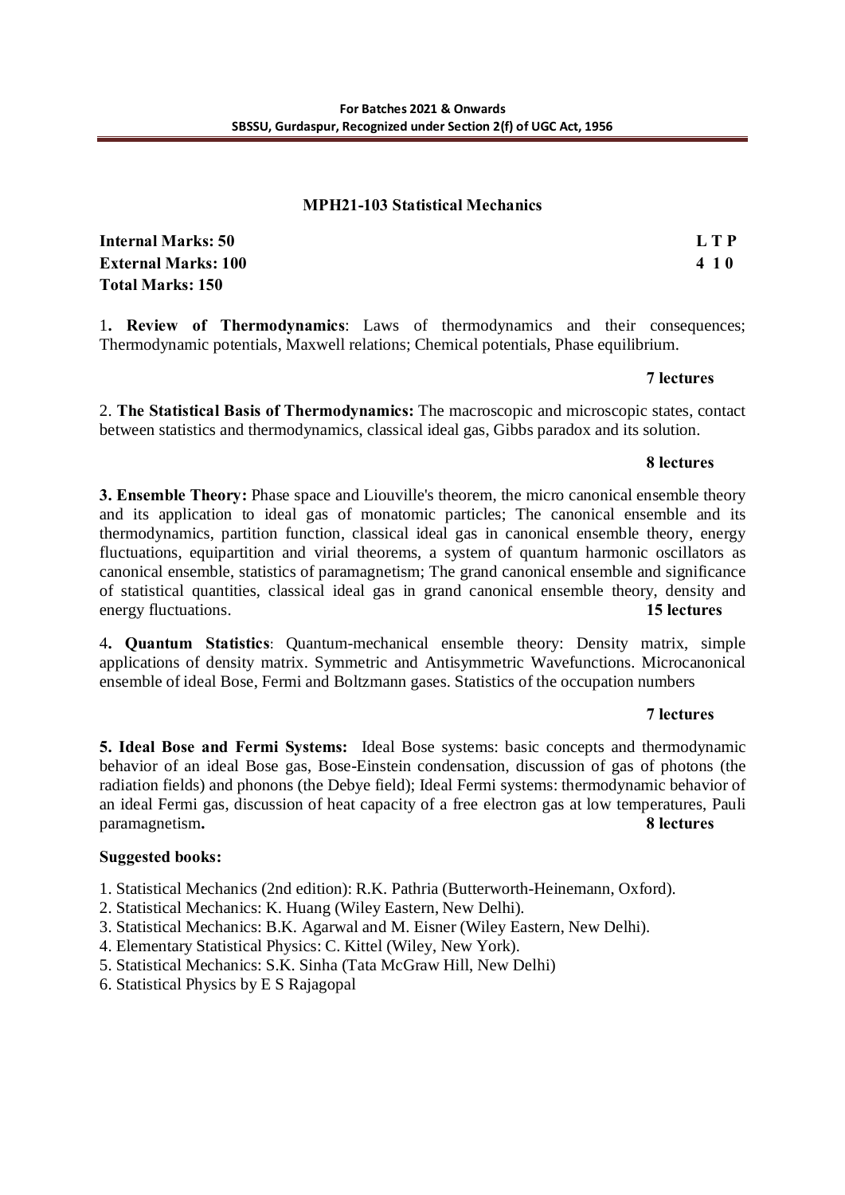## MPH21-103 Statistical Mechanics

**Internal Marks: 50** **L T P**
**External Marks: 100** **4 1 0**
**Total Marks: 150**

1**. Review of Thermodynamics**: Laws of thermodynamics and their consequences; Thermodynamic potentials, Maxwell relations; Chemical potentials, Phase equilibrium.

**7 lectures**

2. **The Statistical Basis of Thermodynamics:** The macroscopic and microscopic states, contact between statistics and thermodynamics, classical ideal gas, Gibbs paradox and its solution.

**8 lectures**

**3. Ensemble Theory:** Phase space and Liouville's theorem, the micro canonical ensemble theory and its application to ideal gas of monatomic particles; The canonical ensemble and its thermodynamics, partition function, classical ideal gas in canonical ensemble theory, energy fluctuations, equipartition and virial theorems, a system of quantum harmonic oscillators as canonical ensemble, statistics of paramagnetism; The grand canonical ensemble and significance of statistical quantities, classical ideal gas in grand canonical ensemble theory, density and energy fluctuations. **15 lectures**

4**. Quantum Statistics**: Quantum-mechanical ensemble theory: Density matrix, simple applications of density matrix. Symmetric and Antisymmetric Wavefunctions. Microcanonical ensemble of ideal Bose, Fermi and Boltzmann gases. Statistics of the occupation numbers

**7 lectures**

**5. Ideal Bose and Fermi Systems:** Ideal Bose systems: basic concepts and thermodynamic behavior of an ideal Bose gas, Bose-Einstein condensation, discussion of gas of photons (the radiation fields) and phonons (the Debye field); Ideal Fermi systems: thermodynamic behavior of an ideal Fermi gas, discussion of heat capacity of a free electron gas at low temperatures, Pauli paramagnetism**.** **8 lectures**

**Suggested books:**

1. Statistical Mechanics (2nd edition): R.K. Pathria (Butterworth-Heinemann, Oxford).
2. Statistical Mechanics: K. Huang (Wiley Eastern, New Delhi).
3. Statistical Mechanics: B.K. Agarwal and M. Eisner (Wiley Eastern, New Delhi).
4. Elementary Statistical Physics: C. Kittel (Wiley, New York).
5. Statistical Mechanics: S.K. Sinha (Tata McGraw Hill, New Delhi)
6. Statistical Physics by E S Rajagopal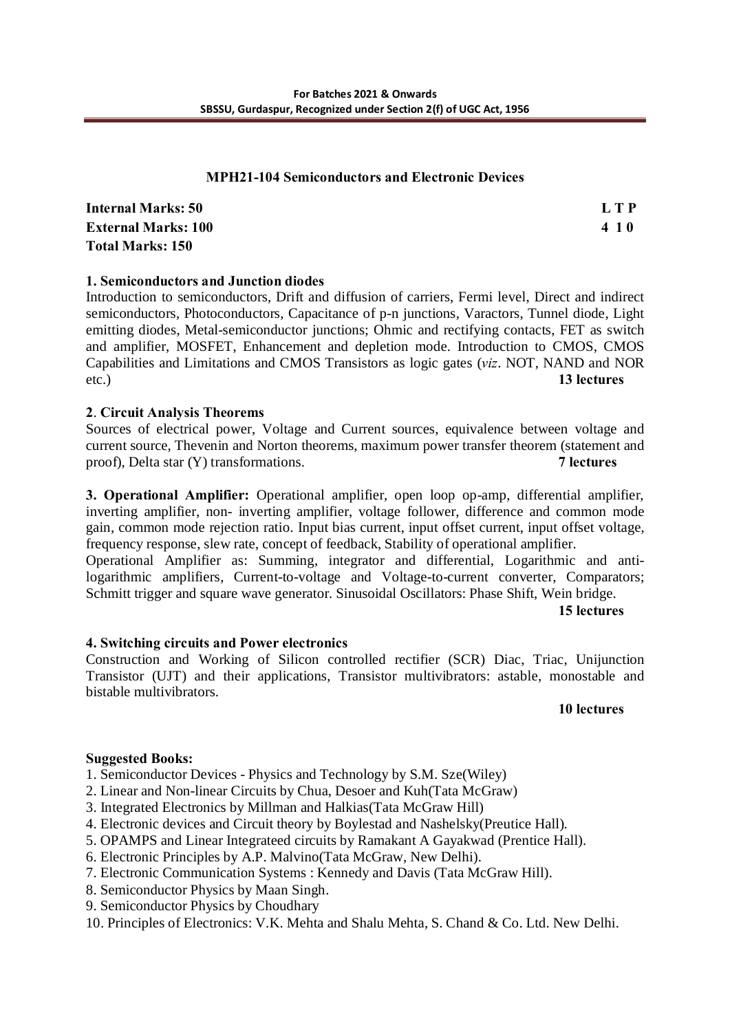## MPH21-104 Semiconductors and Electronic Devices

**Internal Marks: 50** **L T P**
**External Marks: 100** **4 1 0**
**Total Marks: 150**

**1. Semiconductors and Junction diodes**

Introduction to semiconductors, Drift and diffusion of carriers, Fermi level, Direct and indirect semiconductors, Photoconductors, Capacitance of p-n junctions, Varactors, Tunnel diode, Light emitting diodes, Metal-semiconductor junctions; Ohmic and rectifying contacts, FET as switch and amplifier, MOSFET, Enhancement and depletion mode. Introduction to CMOS, CMOS Capabilities and Limitations and CMOS Transistors as logic gates (*viz*. NOT, NAND and NOR etc.) **13 lectures**

**2. Circuit Analysis Theorems**

Sources of electrical power, Voltage and Current sources, equivalence between voltage and current source, Thevenin and Norton theorems, maximum power transfer theorem (statement and proof), Delta star (Y) transformations. **7 lectures**

**3. Operational Amplifier:** Operational amplifier, open loop op-amp, differential amplifier, inverting amplifier, non- inverting amplifier, voltage follower, difference and common mode gain, common mode rejection ratio. Input bias current, input offset current, input offset voltage, frequency response, slew rate, concept of feedback, Stability of operational amplifier.

Operational Amplifier as: Summing, integrator and differential, Logarithmic and anti-logarithmic amplifiers, Current-to-voltage and Voltage-to-current converter, Comparators; Schmitt trigger and square wave generator. Sinusoidal Oscillators: Phase Shift, Wein bridge.

**15 lectures**

**4. Switching circuits and Power electronics**

Construction and Working of Silicon controlled rectifier (SCR) Diac, Triac, Unijunction Transistor (UJT) and their applications, Transistor multivibrators: astable, monostable and bistable multivibrators.

**10 lectures**

**Suggested Books:**

1. Semiconductor Devices - Physics and Technology by S.M. Sze(Wiley)
2. Linear and Non-linear Circuits by Chua, Desoer and Kuh(Tata McGraw)
3. Integrated Electronics by Millman and Halkias(Tata McGraw Hill)
4. Electronic devices and Circuit theory by Boylestad and Nashelsky(Preutice Hall).
5. OPAMPS and Linear Integrateed circuits by Ramakant A Gayakwad (Prentice Hall).
6. Electronic Principles by A.P. Malvino(Tata McGraw, New Delhi).
7. Electronic Communication Systems : Kennedy and Davis (Tata McGraw Hill).
8. Semiconductor Physics by Maan Singh.
9. Semiconductor Physics by Choudhary
10. Principles of Electronics: V.K. Mehta and Shalu Mehta, S. Chand & Co. Ltd. New Delhi.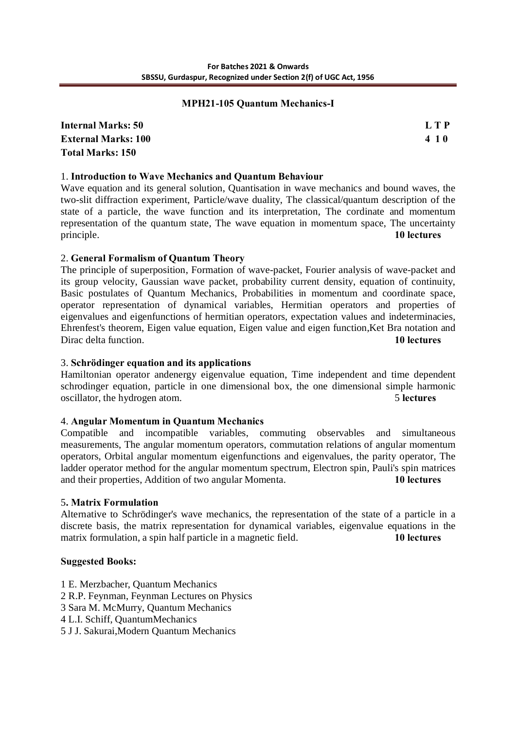## MPH21-105 Quantum Mechanics-I

**Internal Marks: 50** **L T P**
**External Marks: 100** **4 1 0**
**Total Marks: 150**

### 1. Introduction to Wave Mechanics and Quantum Behaviour

Wave equation and its general solution, Quantisation in wave mechanics and bound waves, the two-slit diffraction experiment, Particle/wave duality, The classical/quantum description of the state of a particle, the wave function and its interpretation, The cordinate and momentum representation of the quantum state, The wave equation in momentum space, The uncertainty principle. **10 lectures**

### 2. General Formalism of Quantum Theory

The principle of superposition, Formation of wave-packet, Fourier analysis of wave-packet and its group velocity, Gaussian wave packet, probability current density, equation of continuity, Basic postulates of Quantum Mechanics, Probabilities in momentum and coordinate space, operator representation of dynamical variables, Hermitian operators and properties of eigenvalues and eigenfunctions of hermitian operators, expectation values and indeterminacies, Ehrenfest's theorem, Eigen value equation, Eigen value and eigen function,Ket Bra notation and Dirac delta function. **10 lectures**

### 3. Schrödinger equation and its applications

Hamiltonian operator andenergy eigenvalue equation, Time independent and time dependent schrodinger equation, particle in one dimensional box, the one dimensional simple harmonic oscillator, the hydrogen atom. 5 **lectures**

### 4. Angular Momentum in Quantum Mechanics

Compatible and incompatible variables, commuting observables and simultaneous measurements, The angular momentum operators, commutation relations of angular momentum operators, Orbital angular momentum eigenfunctions and eigenvalues, the parity operator, The ladder operator method for the angular momentum spectrum, Electron spin, Pauli's spin matrices and their properties, Addition of two angular Momenta. **10 lectures**

### 5. Matrix Formulation

Alternative to Schrödinger's wave mechanics, the representation of the state of a particle in a discrete basis, the matrix representation for dynamical variables, eigenvalue equations in the matrix formulation, a spin half particle in a magnetic field. **10 lectures**

**Suggested Books:**

1 E. Merzbacher, Quantum Mechanics
2 R.P. Feynman, Feynman Lectures on Physics
3 Sara M. McMurry, Quantum Mechanics
4 L.I. Schiff, QuantumMechanics
5 J J. Sakurai,Modern Quantum Mechanics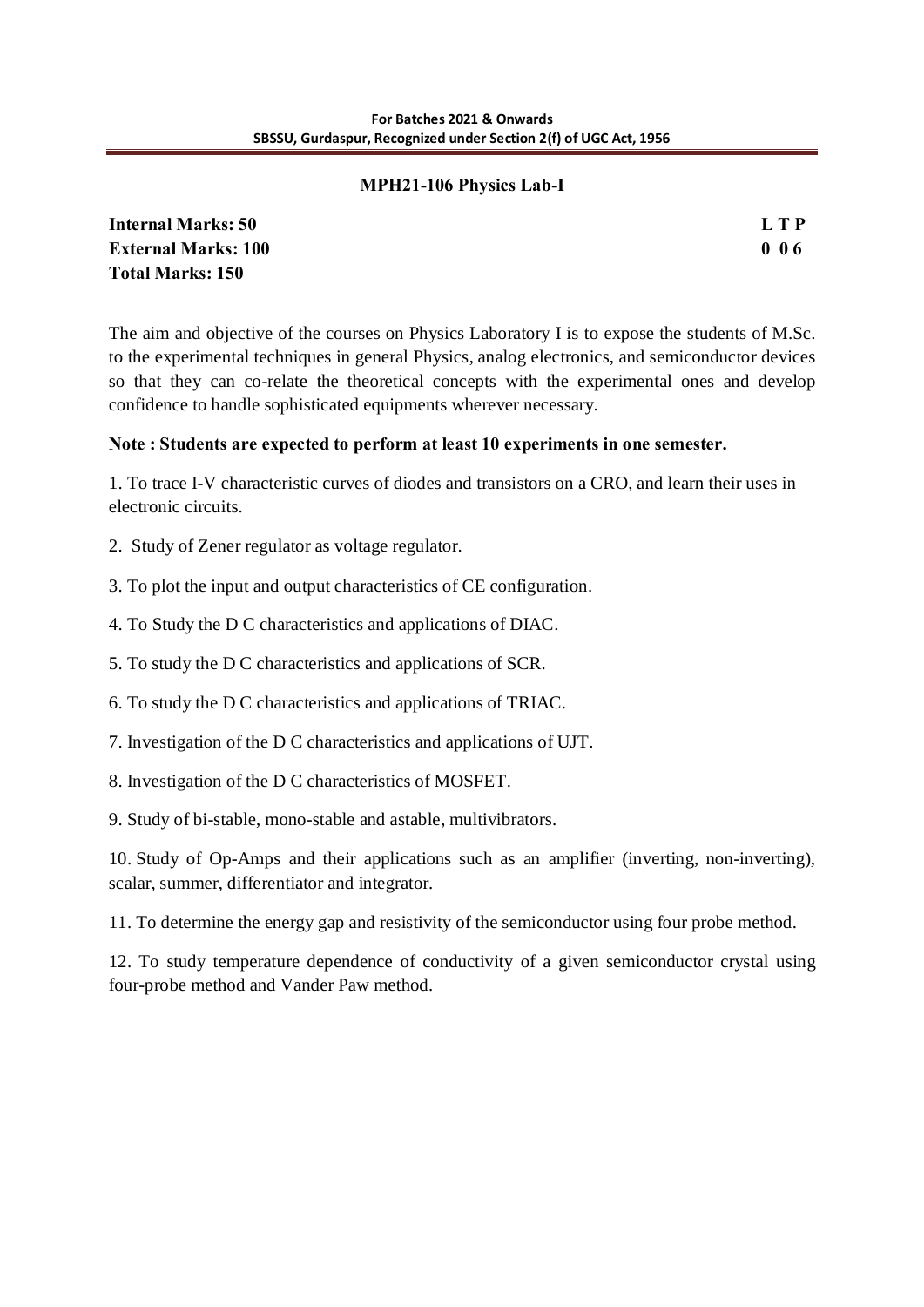## MPH21-106 Physics Lab-I

| | |
|---|---|
| **Internal Marks: 50** | **L T P** |
| **External Marks: 100** | **0 0 6** |
| **Total Marks: 150** | |

The aim and objective of the courses on Physics Laboratory I is to expose the students of M.Sc. to the experimental techniques in general Physics, analog electronics, and semiconductor devices so that they can co-relate the theoretical concepts with the experimental ones and develop confidence to handle sophisticated equipments wherever necessary.

**Note : Students are expected to perform at least 10 experiments in one semester.**

1. To trace I-V characteristic curves of diodes and transistors on a CRO, and learn their uses in electronic circuits.

2. Study of Zener regulator as voltage regulator.

3. To plot the input and output characteristics of CE configuration.

4. To Study the D C characteristics and applications of DIAC.

5. To study the D C characteristics and applications of SCR.

6. To study the D C characteristics and applications of TRIAC.

7. Investigation of the D C characteristics and applications of UJT.

8. Investigation of the D C characteristics of MOSFET.

9. Study of bi-stable, mono-stable and astable, multivibrators.

10. Study of Op-Amps and their applications such as an amplifier (inverting, non-inverting), scalar, summer, differentiator and integrator.

11. To determine the energy gap and resistivity of the semiconductor using four probe method.

12. To study temperature dependence of conductivity of a given semiconductor crystal using four-probe method and Vander Paw method.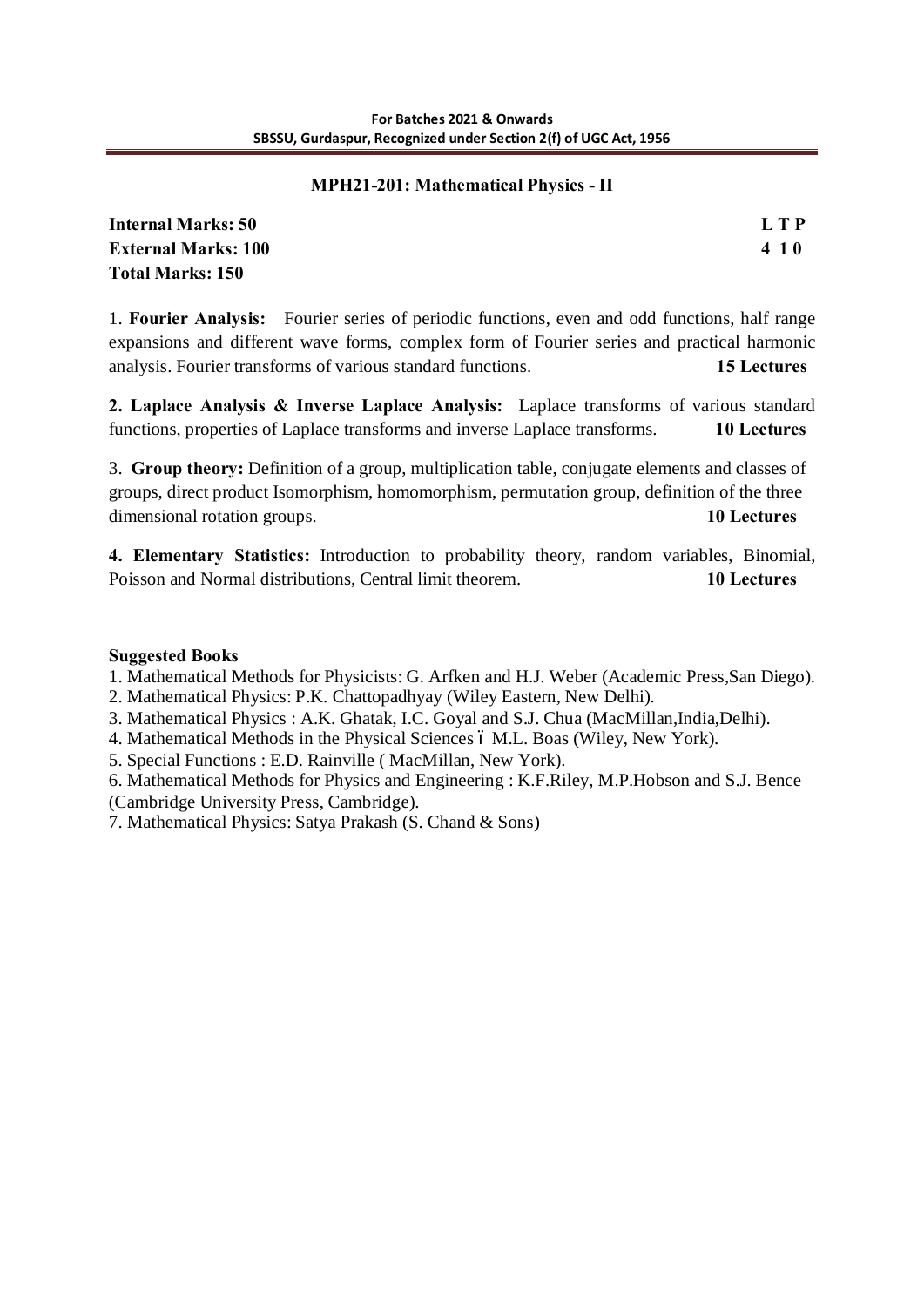## MPH21-201: Mathematical Physics - II

| **Internal Marks: 50** | **L T P** |
|---|---|
| **External Marks: 100** | **4 1 0** |
| **Total Marks: 150** | |

1. **Fourier Analysis:** Fourier series of periodic functions, even and odd functions, half range expansions and different wave forms, complex form of Fourier series and practical harmonic analysis. Fourier transforms of various standard functions. **15 Lectures**

**2. Laplace Analysis & Inverse Laplace Analysis:** Laplace transforms of various standard functions, properties of Laplace transforms and inverse Laplace transforms. **10 Lectures**

3. **Group theory:** Definition of a group, multiplication table, conjugate elements and classes of groups, direct product Isomorphism, homomorphism, permutation group, definition of the three dimensional rotation groups. **10 Lectures**

**4. Elementary Statistics:** Introduction to probability theory, random variables, Binomial, Poisson and Normal distributions, Central limit theorem. **10 Lectures**

**Suggested Books**

1. Mathematical Methods for Physicists: G. Arfken and H.J. Weber (Academic Press,San Diego).
2. Mathematical Physics: P.K. Chattopadhyay (Wiley Eastern, New Delhi).
3. Mathematical Physics : A.K. Ghatak, I.C. Goyal and S.J. Chua (MacMillan,India,Delhi).
4. Mathematical Methods in the Physical Sciences – M.L. Boas (Wiley, New York).
5. Special Functions : E.D. Rainville ( MacMillan, New York).
6. Mathematical Methods for Physics and Engineering : K.F.Riley, M.P.Hobson and S.J. Bence (Cambridge University Press, Cambridge).
7. Mathematical Physics: Satya Prakash (S. Chand & Sons)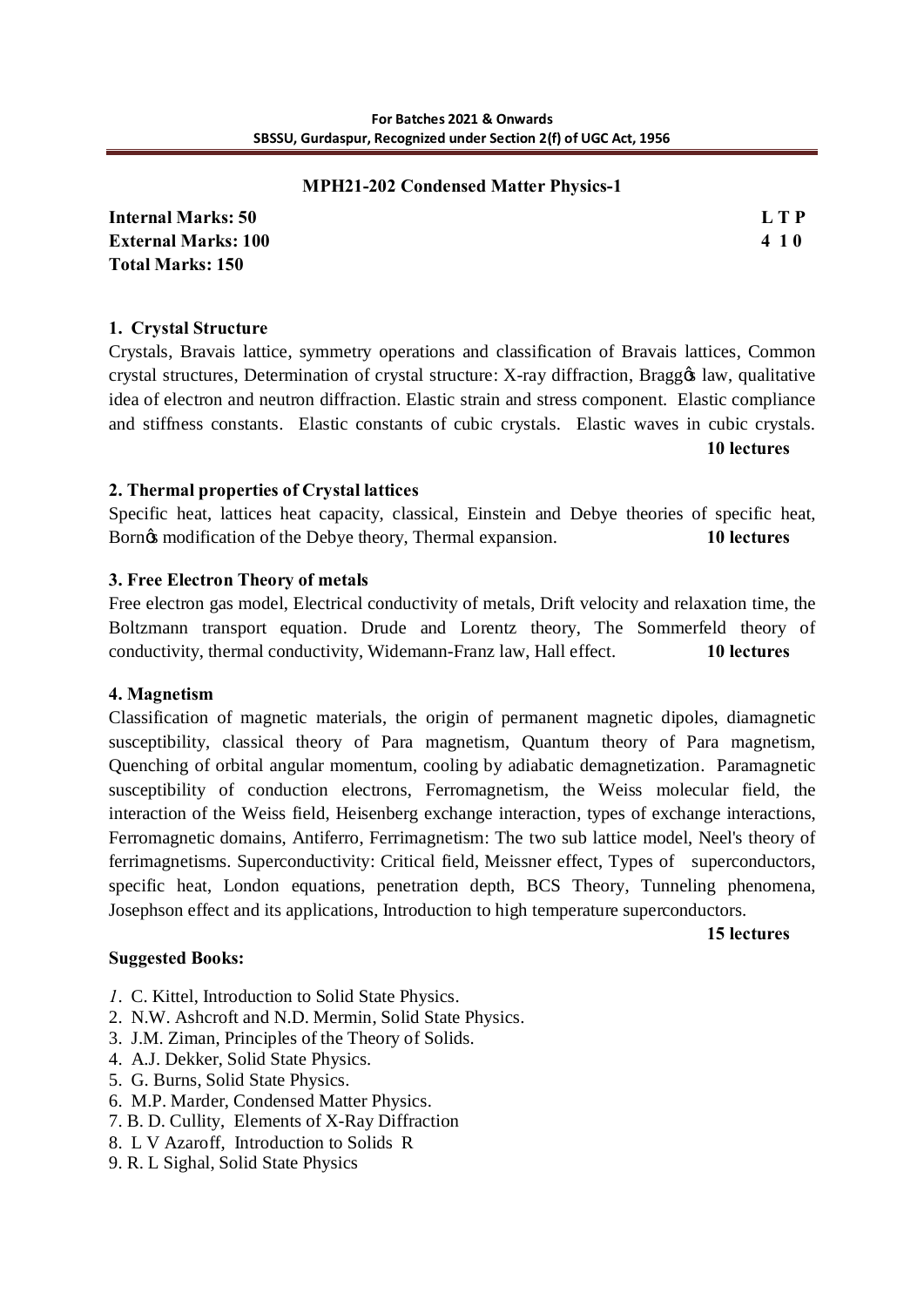## MPH21-202 Condensed Matter Physics-1

**Internal Marks: 50** **L T P**
**External Marks: 100** **4 1 0**
**Total Marks: 150**

### 1. Crystal Structure

Crystals, Bravais lattice, symmetry operations and classification of Bravais lattices, Common crystal structures, Determination of crystal structure: X-ray diffraction, Braggø law, qualitative idea of electron and neutron diffraction. Elastic strain and stress component. Elastic compliance and stiffness constants. Elastic constants of cubic crystals. Elastic waves in cubic crystals. **10 lectures**

### 2. Thermal properties of Crystal lattices

Specific heat, lattices heat capacity, classical, Einstein and Debye theories of specific heat, Bornø modification of the Debye theory, Thermal expansion. **10 lectures**

### 3. Free Electron Theory of metals

Free electron gas model, Electrical conductivity of metals, Drift velocity and relaxation time, the Boltzmann transport equation. Drude and Lorentz theory, The Sommerfeld theory of conductivity, thermal conductivity, Widemann-Franz law, Hall effect. **10 lectures**

### 4. Magnetism

Classification of magnetic materials, the origin of permanent magnetic dipoles, diamagnetic susceptibility, classical theory of Para magnetism, Quantum theory of Para magnetism, Quenching of orbital angular momentum, cooling by adiabatic demagnetization. Paramagnetic susceptibility of conduction electrons, Ferromagnetism, the Weiss molecular field, the interaction of the Weiss field, Heisenberg exchange interaction, types of exchange interactions, Ferromagnetic domains, Antiferro, Ferrimagnetism: The two sub lattice model, Neel's theory of ferrimagnetisms. Superconductivity: Critical field, Meissner effect, Types of superconductors, specific heat, London equations, penetration depth, BCS Theory, Tunneling phenomena, Josephson effect and its applications, Introduction to high temperature superconductors.

**15 lectures**

**Suggested Books:**

1. C. Kittel, Introduction to Solid State Physics.
2. N.W. Ashcroft and N.D. Mermin, Solid State Physics.
3. J.M. Ziman, Principles of the Theory of Solids.
4. A.J. Dekker, Solid State Physics.
5. G. Burns, Solid State Physics.
6. M.P. Marder, Condensed Matter Physics.
7. B. D. Cullity, Elements of X-Ray Diffraction
8. L V Azaroff, Introduction to Solids R
9. R. L Sighal, Solid State Physics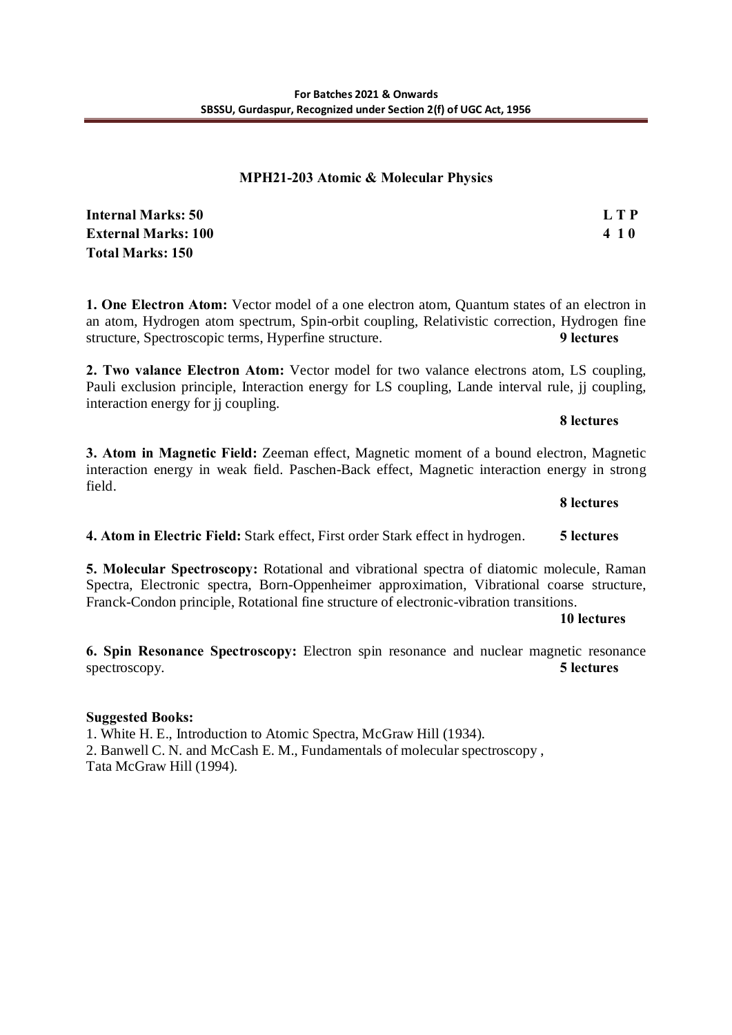## MPH21-203 Atomic & Molecular Physics

| | |
|---|---|
| **Internal Marks: 50** | **L T P** |
| **External Marks: 100** | **4 1 0** |
| **Total Marks: 150** | |

**1. One Electron Atom:** Vector model of a one electron atom, Quantum states of an electron in an atom, Hydrogen atom spectrum, Spin-orbit coupling, Relativistic correction, Hydrogen fine structure, Spectroscopic terms, Hyperfine structure. **9 lectures**

**2. Two valance Electron Atom:** Vector model for two valance electrons atom, LS coupling, Pauli exclusion principle, Interaction energy for LS coupling, Lande interval rule, jj coupling, interaction energy for jj coupling.

**8 lectures**

**3. Atom in Magnetic Field:** Zeeman effect, Magnetic moment of a bound electron, Magnetic interaction energy in weak field. Paschen-Back effect, Magnetic interaction energy in strong field.

**8 lectures**

**4. Atom in Electric Field:** Stark effect, First order Stark effect in hydrogen. **5 lectures**

**5. Molecular Spectroscopy:** Rotational and vibrational spectra of diatomic molecule, Raman Spectra, Electronic spectra, Born-Oppenheimer approximation, Vibrational coarse structure, Franck-Condon principle, Rotational fine structure of electronic-vibration transitions.

**10 lectures**

**6. Spin Resonance Spectroscopy:** Electron spin resonance and nuclear magnetic resonance spectroscopy. **5 lectures**

**Suggested Books:**

1. White H. E., Introduction to Atomic Spectra, McGraw Hill (1934).
2. Banwell C. N. and McCash E. M., Fundamentals of molecular spectroscopy , Tata McGraw Hill (1994).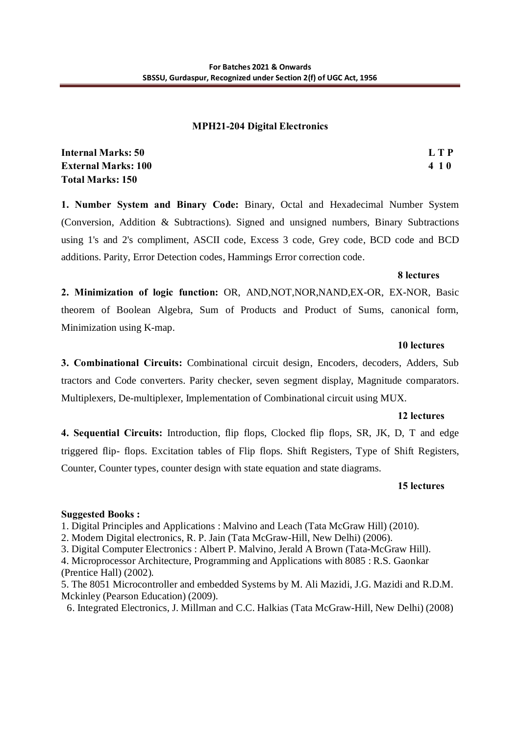## MPH21-204 Digital Electronics

**Internal Marks: 50** **L T P**
**External Marks: 100** **4 1 0**
**Total Marks: 150**

**1. Number System and Binary Code:** Binary, Octal and Hexadecimal Number System (Conversion, Addition & Subtractions). Signed and unsigned numbers, Binary Subtractions using 1's and 2's compliment, ASCII code, Excess 3 code, Grey code, BCD code and BCD additions. Parity, Error Detection codes, Hammings Error correction code.

**8 lectures**

**2. Minimization of logic function:** OR, AND,NOT,NOR,NAND,EX-OR, EX-NOR, Basic theorem of Boolean Algebra, Sum of Products and Product of Sums, canonical form, Minimization using K-map.

**10 lectures**

**3. Combinational Circuits:** Combinational circuit design, Encoders, decoders, Adders, Sub tractors and Code converters. Parity checker, seven segment display, Magnitude comparators. Multiplexers, De-multiplexer, Implementation of Combinational circuit using MUX.

**12 lectures**

**4. Sequential Circuits:** Introduction, flip flops, Clocked flip flops, SR, JK, D, T and edge triggered flip- flops. Excitation tables of Flip flops. Shift Registers, Type of Shift Registers, Counter, Counter types, counter design with state equation and state diagrams.

**15 lectures**

**Suggested Books :**

1. Digital Principles and Applications : Malvino and Leach (Tata McGraw Hill) (2010).
2. Modern Digital electronics, R. P. Jain (Tata McGraw-Hill, New Delhi) (2006).
3. Digital Computer Electronics : Albert P. Malvino, Jerald A Brown (Tata-McGraw Hill).
4. Microprocessor Architecture, Programming and Applications with 8085 : R.S. Gaonkar (Prentice Hall) (2002).
5. The 8051 Microcontroller and embedded Systems by M. Ali Mazidi, J.G. Mazidi and R.D.M. Mckinley (Pearson Education) (2009).
6. Integrated Electronics, J. Millman and C.C. Halkias (Tata McGraw-Hill, New Delhi) (2008)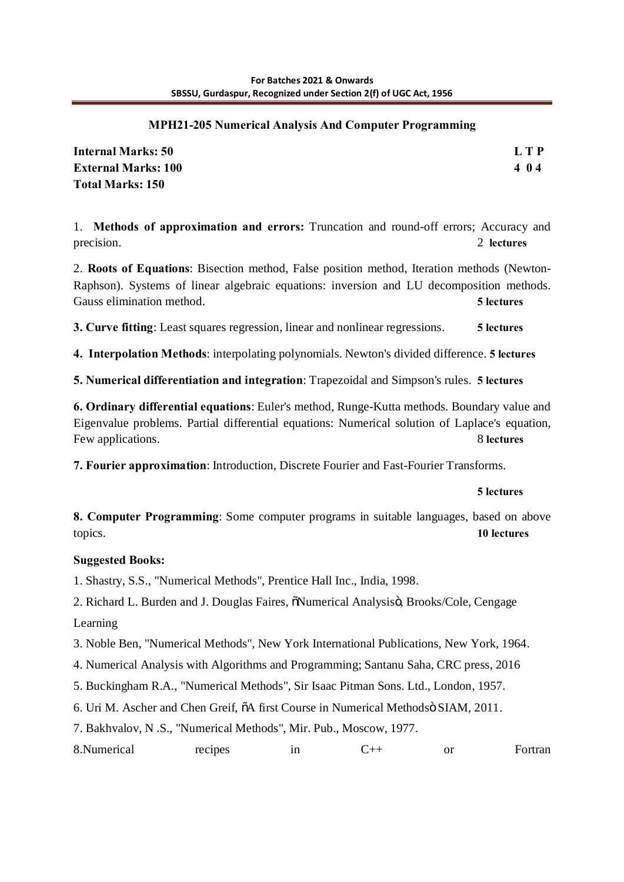## MPH21-205 Numerical Analysis And Computer Programming

**Internal Marks: 50** | **L T P**
**External Marks: 100** | **4 0 4**
**Total Marks: 150**

1. **Methods of approximation and errors:** Truncation and round-off errors; Accuracy and precision. **2 lectures**

2. **Roots of Equations**: Bisection method, False position method, Iteration methods (Newton-Raphson). Systems of linear algebraic equations: inversion and LU decomposition methods. Gauss elimination method. **5 lectures**

**3. Curve fitting**: Least squares regression, linear and nonlinear regressions. **5 lectures**

**4. Interpolation Methods**: interpolating polynomials. Newton's divided difference. **5 lectures**

**5. Numerical differentiation and integration**: Trapezoidal and Simpson's rules. **5 lectures**

**6. Ordinary differential equations**: Euler's method, Runge-Kutta methods. Boundary value and Eigenvalue problems. Partial differential equations: Numerical solution of Laplace's equation, Few applications. **8 lectures**

**7. Fourier approximation**: Introduction, Discrete Fourier and Fast-Fourier Transforms. **5 lectures**

**8. Computer Programming**: Some computer programs in suitable languages, based on above topics. **10 lectures**

**Suggested Books:**

1. Shastry, S.S., "Numerical Methods", Prentice Hall Inc., India, 1998.
2. Richard L. Burden and J. Douglas Faires, "Numerical Analysis", Brooks/Cole, Cengage Learning
3. Noble Ben, "Numerical Methods", New York International Publications, New York, 1964.
4. Numerical Analysis with Algorithms and Programming; Santanu Saha, CRC press, 2016
5. Buckingham R.A., "Numerical Methods", Sir Isaac Pitman Sons. Ltd., London, 1957.
6. Uri M. Ascher and Chen Greif, "A first Course in Numerical Methods" SIAM, 2011.
7. Bakhvalov, N .S., "Numerical Methods", Mir. Pub., Moscow, 1977.
8. Numerical recipes in C++ or Fortran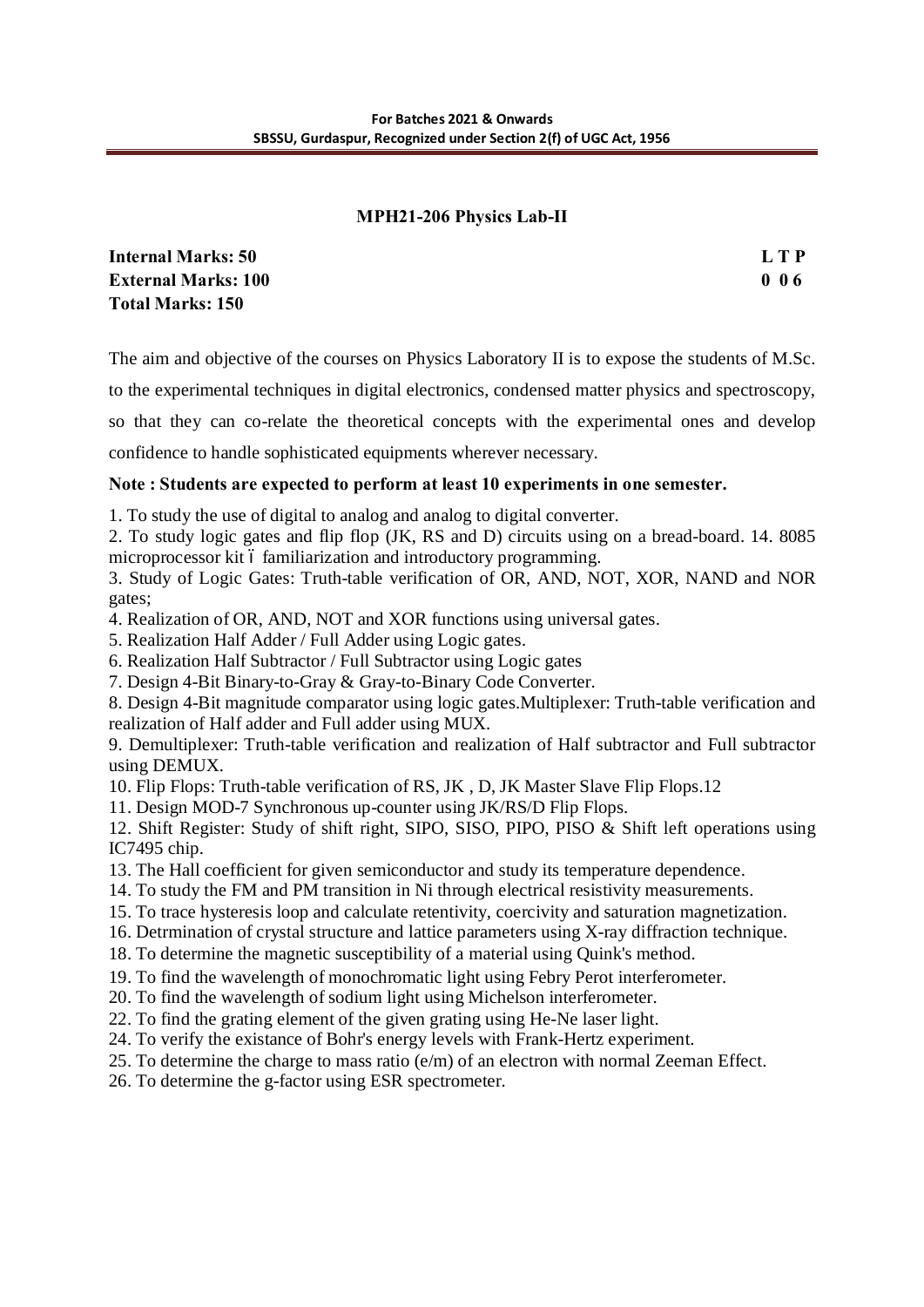## MPH21-206 Physics Lab-II

**Internal Marks: 50** **L T P**

**External Marks: 100** **0 0 6**

**Total Marks: 150**

The aim and objective of the courses on Physics Laboratory II is to expose the students of M.Sc. to the experimental techniques in digital electronics, condensed matter physics and spectroscopy, so that they can co-relate the theoretical concepts with the experimental ones and develop confidence to handle sophisticated equipments wherever necessary.

**Note : Students are expected to perform at least 10 experiments in one semester.**

1. To study the use of digital to analog and analog to digital converter.
2. To study logic gates and flip flop (JK, RS and D) circuits using on a bread-board. 14. 8085 microprocessor kit ó familiarization and introductory programming.
3. Study of Logic Gates: Truth-table verification of OR, AND, NOT, XOR, NAND and NOR gates;
4. Realization of OR, AND, NOT and XOR functions using universal gates.
5. Realization Half Adder / Full Adder using Logic gates.
6. Realization Half Subtractor / Full Subtractor using Logic gates
7. Design 4-Bit Binary-to-Gray & Gray-to-Binary Code Converter.
8. Design 4-Bit magnitude comparator using logic gates.Multiplexer: Truth-table verification and realization of Half adder and Full adder using MUX.
9. Demultiplexer: Truth-table verification and realization of Half subtractor and Full subtractor using DEMUX.
10. Flip Flops: Truth-table verification of RS, JK , D, JK Master Slave Flip Flops.12
11. Design MOD-7 Synchronous up-counter using JK/RS/D Flip Flops.
12. Shift Register: Study of shift right, SIPO, SISO, PIPO, PISO & Shift left operations using IC7495 chip.
13. The Hall coefficient for given semiconductor and study its temperature dependence.
14. To study the FM and PM transition in Ni through electrical resistivity measurements.
15. To trace hysteresis loop and calculate retentivity, coercivity and saturation magnetization.
16. Detrmination of crystal structure and lattice parameters using X-ray diffraction technique.
18. To determine the magnetic susceptibility of a material using Quink's method.
19. To find the wavelength of monochromatic light using Febry Perot interferometer.
20. To find the wavelength of sodium light using Michelson interferometer.
22. To find the grating element of the given grating using He-Ne laser light.
24. To verify the existance of Bohr's energy levels with Frank-Hertz experiment.
25. To determine the charge to mass ratio (e/m) of an electron with normal Zeeman Effect.
26. To determine the g-factor using ESR spectrometer.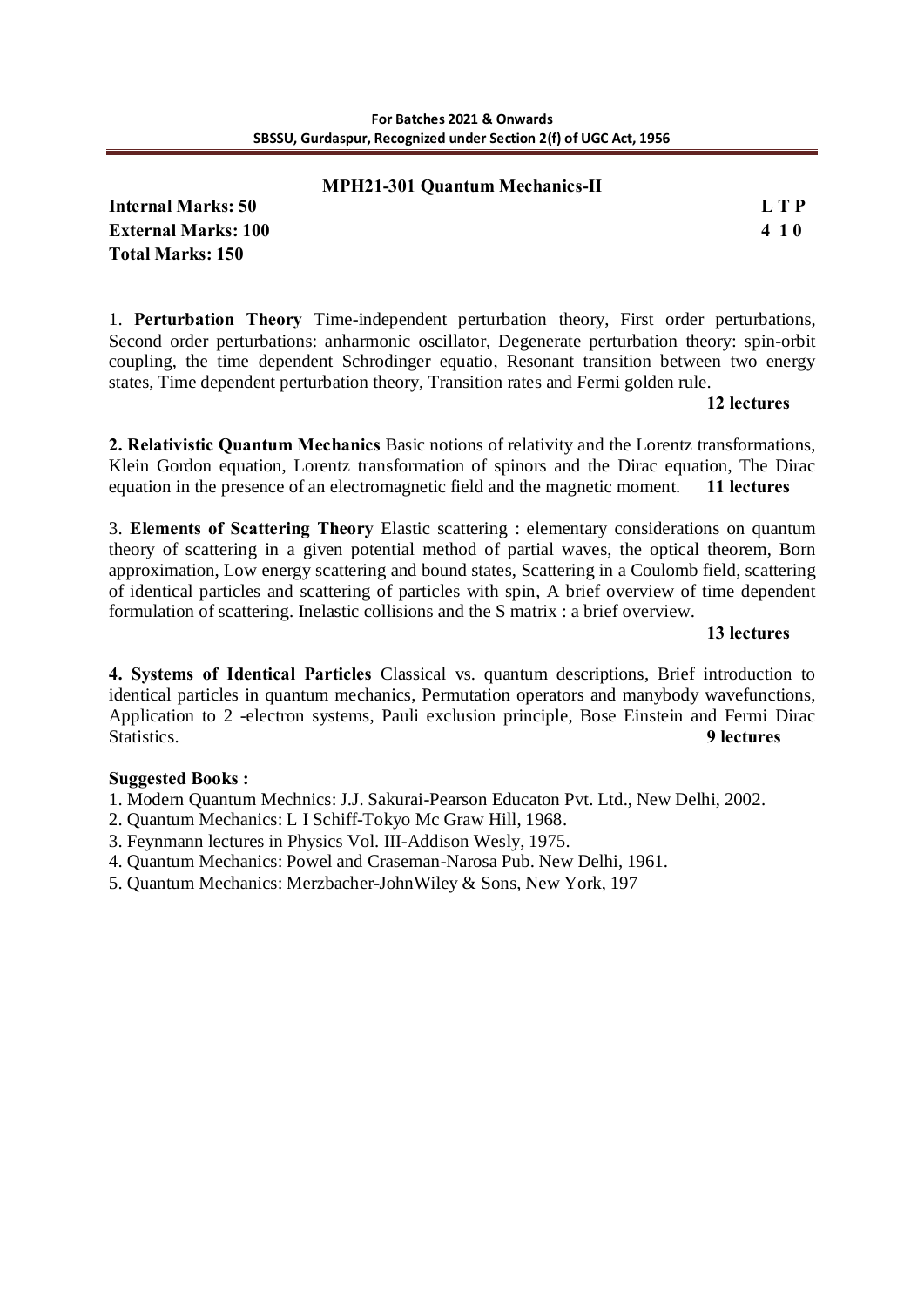## MPH21-301 Quantum Mechanics-II

| | |
|---|---|
| **Internal Marks: 50** | **L T P** |
| **External Marks: 100** | **4 1 0** |
| **Total Marks: 150** | |

1. **Perturbation Theory** Time-independent perturbation theory, First order perturbations, Second order perturbations: anharmonic oscillator, Degenerate perturbation theory: spin-orbit coupling, the time dependent Schrodinger equatio, Resonant transition between two energy states, Time dependent perturbation theory, Transition rates and Fermi golden rule.
**12 lectures**

**2. Relativistic Quantum Mechanics** Basic notions of relativity and the Lorentz transformations, Klein Gordon equation, Lorentz transformation of spinors and the Dirac equation, The Dirac equation in the presence of an electromagnetic field and the magnetic moment. **11 lectures**

3. **Elements of Scattering Theory** Elastic scattering : elementary considerations on quantum theory of scattering in a given potential method of partial waves, the optical theorem, Born approximation, Low energy scattering and bound states, Scattering in a Coulomb field, scattering of identical particles and scattering of particles with spin, A brief overview of time dependent formulation of scattering. Inelastic collisions and the S matrix : a brief overview.
**13 lectures**

**4. Systems of Identical Particles** Classical vs. quantum descriptions, Brief introduction to identical particles in quantum mechanics, Permutation operators and manybody wavefunctions, Application to 2 -electron systems, Pauli exclusion principle, Bose Einstein and Fermi Dirac Statistics. **9 lectures**

**Suggested Books :**

1. Modern Quantum Mechnics: J.J. Sakurai-Pearson Educaton Pvt. Ltd., New Delhi, 2002.
2. Quantum Mechanics: L I Schiff-Tokyo Mc Graw Hill, 1968.
3. Feynmann lectures in Physics Vol. III-Addison Wesly, 1975.
4. Quantum Mechanics: Powel and Craseman-Narosa Pub. New Delhi, 1961.
5. Quantum Mechanics: Merzbacher-JohnWiley & Sons, New York, 197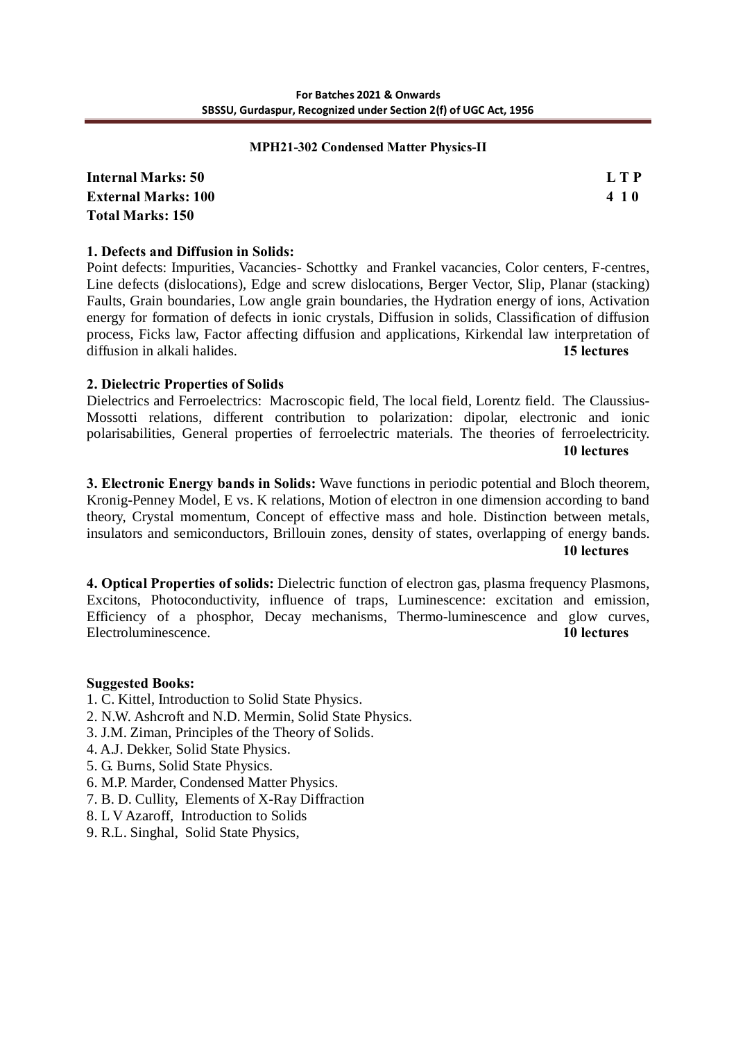**MPH21-302 Condensed Matter Physics-II**

| | |
|---|---|
| **Internal Marks: 50** | **L T P** |
| **External Marks: 100** | **4 1 0** |
| **Total Marks: 150** | |

**1. Defects and Diffusion in Solids:**
Point defects: Impurities, Vacancies- Schottky and Frankel vacancies, Color centers, F-centres, Line defects (dislocations), Edge and screw dislocations, Berger Vector, Slip, Planar (stacking) Faults, Grain boundaries, Low angle grain boundaries, the Hydration energy of ions, Activation energy for formation of defects in ionic crystals, Diffusion in solids, Classification of diffusion process, Ficks law, Factor affecting diffusion and applications, Kirkendal law interpretation of diffusion in alkali halides. **15 lectures**

**2. Dielectric Properties of Solids**
Dielectrics and Ferroelectrics: Macroscopic field, The local field, Lorentz field. The Claussius-Mossotti relations, different contribution to polarization: dipolar, electronic and ionic polarisabilities, General properties of ferroelectric materials. The theories of ferroelectricity. **10 lectures**

**3. Electronic Energy bands in Solids:** Wave functions in periodic potential and Bloch theorem, Kronig-Penney Model, E vs. K relations, Motion of electron in one dimension according to band theory, Crystal momentum, Concept of effective mass and hole. Distinction between metals, insulators and semiconductors, Brillouin zones, density of states, overlapping of energy bands. **10 lectures**

**4. Optical Properties of solids:** Dielectric function of electron gas, plasma frequency Plasmons, Excitons, Photoconductivity, influence of traps, Luminescence: excitation and emission, Efficiency of a phosphor, Decay mechanisms, Thermo-luminescence and glow curves, Electroluminescence. **10 lectures**

**Suggested Books:**
1. C. Kittel, Introduction to Solid State Physics.
2. N.W. Ashcroft and N.D. Mermin, Solid State Physics.
3. J.M. Ziman, Principles of the Theory of Solids.
4. A.J. Dekker, Solid State Physics.
5. G. Burns, Solid State Physics.
6. M.P. Marder, Condensed Matter Physics.
7. B. D. Cullity, Elements of X-Ray Diffraction
8. L V Azaroff, Introduction to Solids
9. R.L. Singhal, Solid State Physics,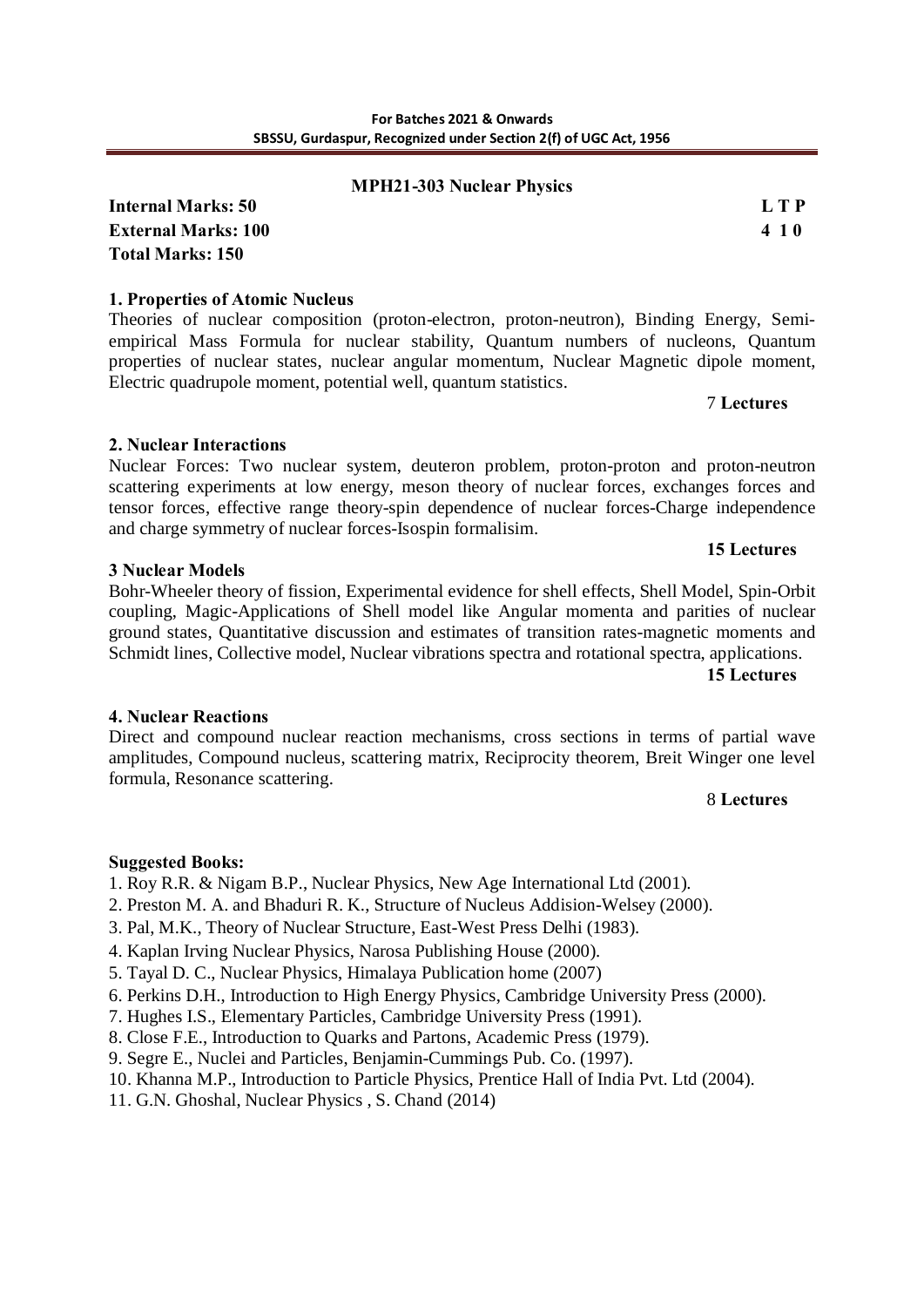## MPH21-303 Nuclear Physics

**Internal Marks: 50** **L T P**
**External Marks: 100** **4 1 0**
**Total Marks: 150**

### 1. Properties of Atomic Nucleus

Theories of nuclear composition (proton-electron, proton-neutron), Binding Energy, Semi-empirical Mass Formula for nuclear stability, Quantum numbers of nucleons, Quantum properties of nuclear states, nuclear angular momentum, Nuclear Magnetic dipole moment, Electric quadrupole moment, potential well, quantum statistics.

7 **Lectures**

### 2. Nuclear Interactions

Nuclear Forces: Two nuclear system, deuteron problem, proton-proton and proton-neutron scattering experiments at low energy, meson theory of nuclear forces, exchanges forces and tensor forces, effective range theory-spin dependence of nuclear forces-Charge independence and charge symmetry of nuclear forces-Isospin formalisim.

**15 Lectures**

### 3 Nuclear Models

Bohr-Wheeler theory of fission, Experimental evidence for shell effects, Shell Model, Spin-Orbit coupling, Magic-Applications of Shell model like Angular momenta and parities of nuclear ground states, Quantitative discussion and estimates of transition rates-magnetic moments and Schmidt lines, Collective model, Nuclear vibrations spectra and rotational spectra, applications.

**15 Lectures**

### 4. Nuclear Reactions

Direct and compound nuclear reaction mechanisms, cross sections in terms of partial wave amplitudes, Compound nucleus, scattering matrix, Reciprocity theorem, Breit Winger one level formula, Resonance scattering.

8 **Lectures**

**Suggested Books:**

1. Roy R.R. & Nigam B.P., Nuclear Physics, New Age International Ltd (2001).
2. Preston M. A. and Bhaduri R. K., Structure of Nucleus Addision-Welsey (2000).
3. Pal, M.K., Theory of Nuclear Structure, East-West Press Delhi (1983).
4. Kaplan Irving Nuclear Physics, Narosa Publishing House (2000).
5. Tayal D. C., Nuclear Physics, Himalaya Publication home (2007)
6. Perkins D.H., Introduction to High Energy Physics, Cambridge University Press (2000).
7. Hughes I.S., Elementary Particles, Cambridge University Press (1991).
8. Close F.E., Introduction to Quarks and Partons, Academic Press (1979).
9. Segre E., Nuclei and Particles, Benjamin-Cummings Pub. Co. (1997).
10. Khanna M.P., Introduction to Particle Physics, Prentice Hall of India Pvt. Ltd (2004).
11. G.N. Ghoshal, Nuclear Physics , S. Chand (2014)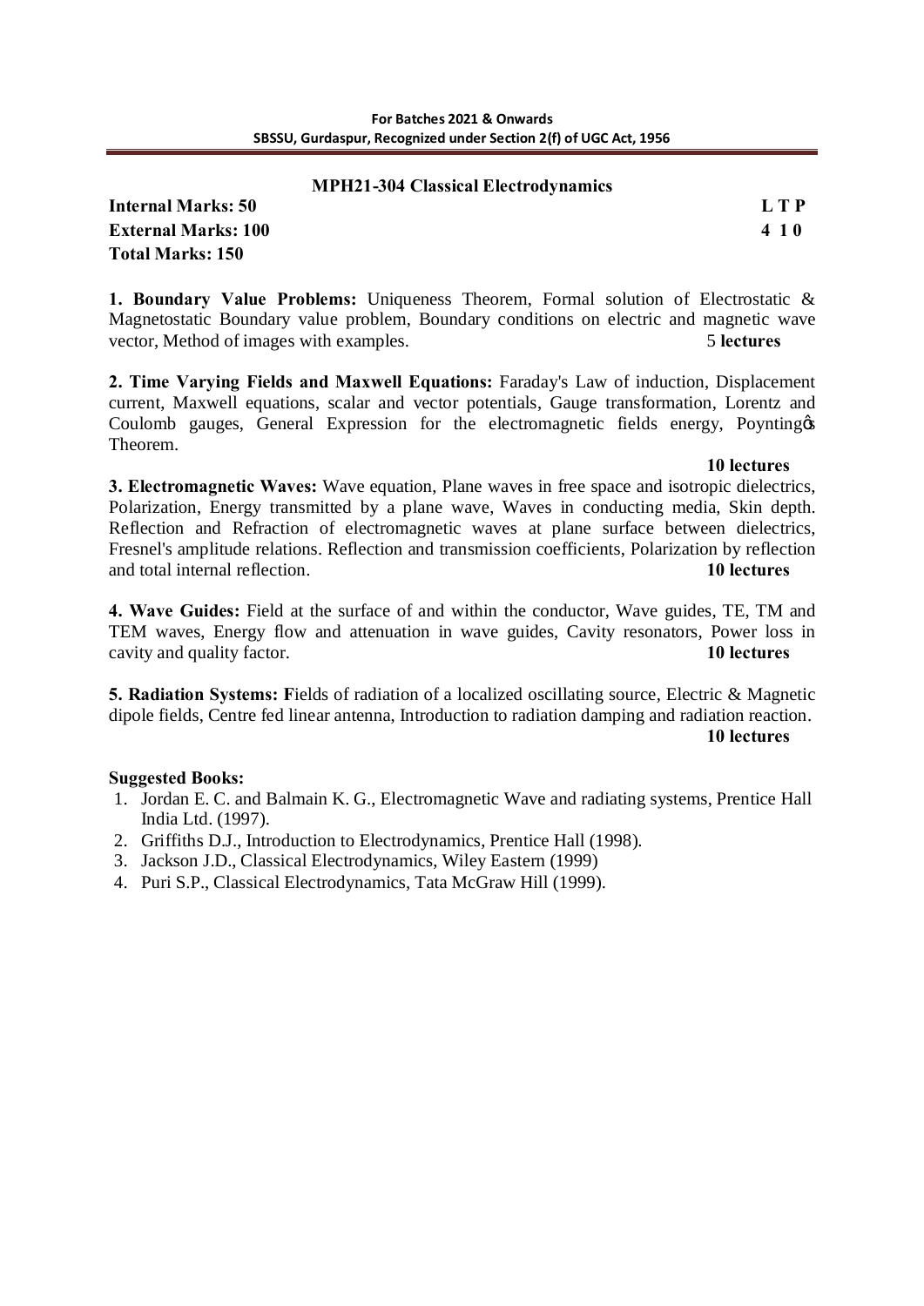## MPH21-304 Classical Electrodynamics

**Internal Marks: 50** **L T P**
**External Marks: 100** **4 1 0**
**Total Marks: 150**

**1. Boundary Value Problems:** Uniqueness Theorem, Formal solution of Electrostatic & Magnetostatic Boundary value problem, Boundary conditions on electric and magnetic wave vector, Method of images with examples. 5 **lectures**

**2. Time Varying Fields and Maxwell Equations:** Faraday's Law of induction, Displacement current, Maxwell equations, scalar and vector potentials, Gauge transformation, Lorentz and Coulomb gauges, General Expression for the electromagnetic fields energy, Poynting's Theorem.
**10 lectures**

**3. Electromagnetic Waves:** Wave equation, Plane waves in free space and isotropic dielectrics, Polarization, Energy transmitted by a plane wave, Waves in conducting media, Skin depth. Reflection and Refraction of electromagnetic waves at plane surface between dielectrics, Fresnel's amplitude relations. Reflection and transmission coefficients, Polarization by reflection and total internal reflection. **10 lectures**

**4. Wave Guides:** Field at the surface of and within the conductor, Wave guides, TE, TM and TEM waves, Energy flow and attenuation in wave guides, Cavity resonators, Power loss in cavity and quality factor. **10 lectures**

**5. Radiation Systems: F**ields of radiation of a localized oscillating source, Electric & Magnetic dipole fields, Centre fed linear antenna, Introduction to radiation damping and radiation reaction.
**10 lectures**

**Suggested Books:**

1. Jordan E. C. and Balmain K. G., Electromagnetic Wave and radiating systems, Prentice Hall India Ltd. (1997).
2. Griffiths D.J., Introduction to Electrodynamics, Prentice Hall (1998).
3. Jackson J.D., Classical Electrodynamics, Wiley Eastern (1999)
4. Puri S.P., Classical Electrodynamics, Tata McGraw Hill (1999).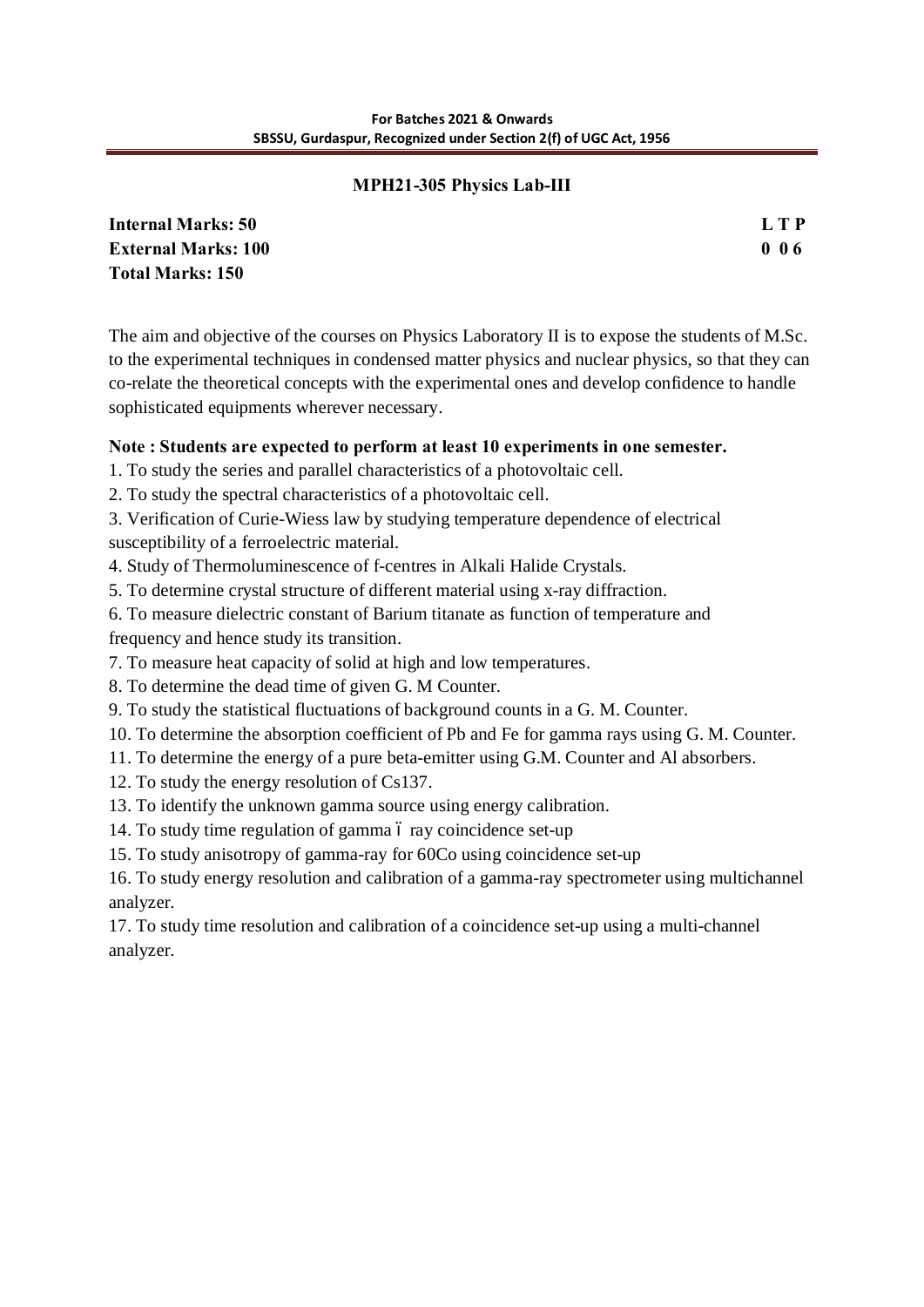## MPH21-305 Physics Lab-III

**Internal Marks: 50** **L T P**
**External Marks: 100** **0 0 6**
**Total Marks: 150**

The aim and objective of the courses on Physics Laboratory II is to expose the students of M.Sc. to the experimental techniques in condensed matter physics and nuclear physics, so that they can co-relate the theoretical concepts with the experimental ones and develop confidence to handle sophisticated equipments wherever necessary.

**Note : Students are expected to perform at least 10 experiments in one semester.**

1. To study the series and parallel characteristics of a photovoltaic cell.
2. To study the spectral characteristics of a photovoltaic cell.
3. Verification of Curie-Wiess law by studying temperature dependence of electrical susceptibility of a ferroelectric material.
4. Study of Thermoluminescence of f-centres in Alkali Halide Crystals.
5. To determine crystal structure of different material using x-ray diffraction.
6. To measure dielectric constant of Barium titanate as function of temperature and frequency and hence study its transition.
7. To measure heat capacity of solid at high and low temperatures.
8. To determine the dead time of given G. M Counter.
9. To study the statistical fluctuations of background counts in a G. M. Counter.
10. To determine the absorption coefficient of Pb and Fe for gamma rays using G. M. Counter.
11. To determine the energy of a pure beta-emitter using G.M. Counter and Al absorbers.
12. To study the energy resolution of Cs137.
13. To identify the unknown gamma source using energy calibration.
14. To study time regulation of gamma – ray coincidence set-up
15. To study anisotropy of gamma-ray for 60Co using coincidence set-up
16. To study energy resolution and calibration of a gamma-ray spectrometer using multichannel analyzer.
17. To study time resolution and calibration of a coincidence set-up using a multi-channel analyzer.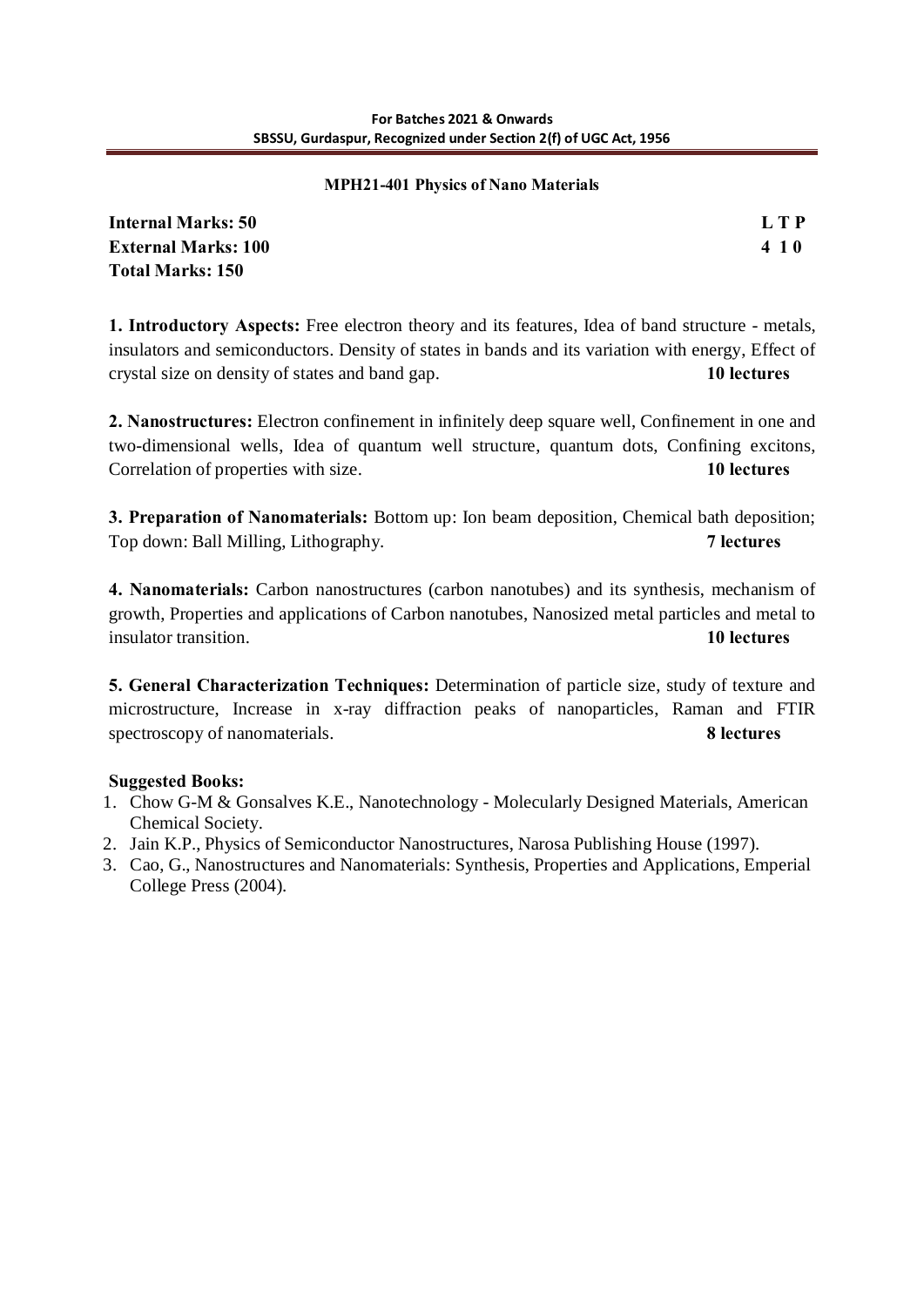### MPH21-401 Physics of Nano Materials

**Internal Marks: 50** **L T P**
**External Marks: 100** **4 1 0**
**Total Marks: 150**

**1. Introductory Aspects:** Free electron theory and its features, Idea of band structure - metals, insulators and semiconductors. Density of states in bands and its variation with energy, Effect of crystal size on density of states and band gap. **10 lectures**

**2. Nanostructures:** Electron confinement in infinitely deep square well, Confinement in one and two-dimensional wells, Idea of quantum well structure, quantum dots, Confining excitons, Correlation of properties with size. **10 lectures**

**3. Preparation of Nanomaterials:** Bottom up: Ion beam deposition, Chemical bath deposition; Top down: Ball Milling, Lithography. **7 lectures**

**4. Nanomaterials:** Carbon nanostructures (carbon nanotubes) and its synthesis, mechanism of growth, Properties and applications of Carbon nanotubes, Nanosized metal particles and metal to insulator transition. **10 lectures**

**5. General Characterization Techniques:** Determination of particle size, study of texture and microstructure, Increase in x-ray diffraction peaks of nanoparticles, Raman and FTIR spectroscopy of nanomaterials. **8 lectures**

**Suggested Books:**

1. Chow G-M & Gonsalves K.E., Nanotechnology - Molecularly Designed Materials, American Chemical Society.
2. Jain K.P., Physics of Semiconductor Nanostructures, Narosa Publishing House (1997).
3. Cao, G., Nanostructures and Nanomaterials: Synthesis, Properties and Applications, Emperial College Press (2004).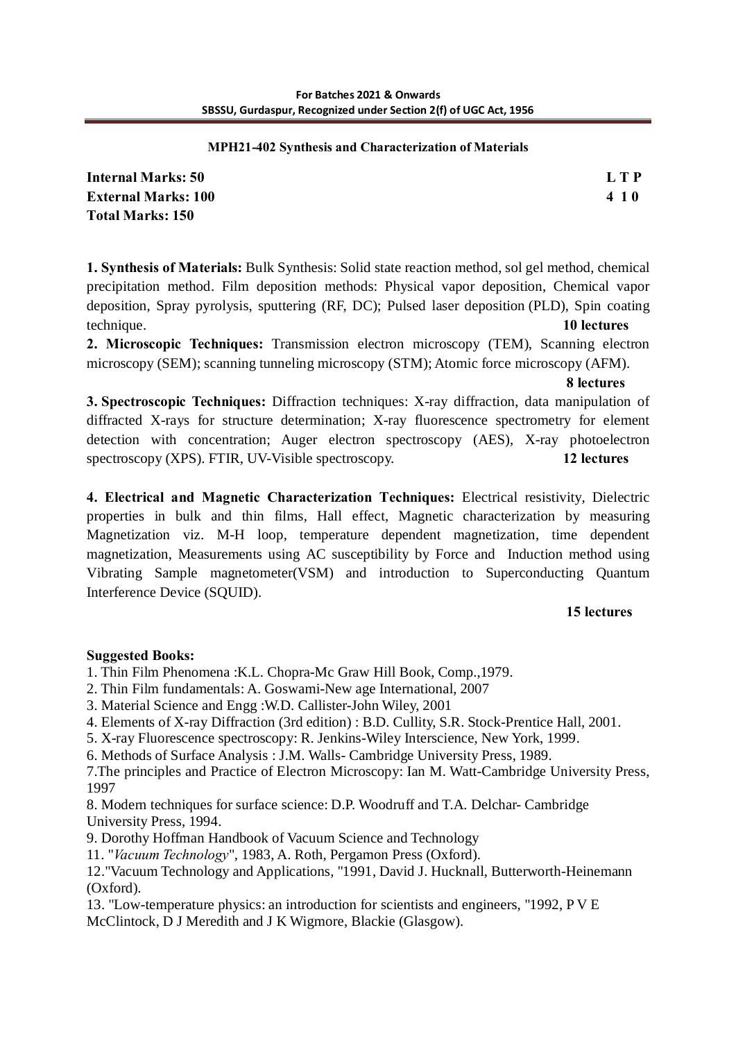## MPH21-402 Synthesis and Characterization of Materials

| | |
|---|---|
| **Internal Marks: 50** | **L T P** |
| **External Marks: 100** | **4 1 0** |
| **Total Marks: 150** | |

**1. Synthesis of Materials:** Bulk Synthesis: Solid state reaction method, sol gel method, chemical precipitation method. Film deposition methods: Physical vapor deposition, Chemical vapor deposition, Spray pyrolysis, sputtering (RF, DC); Pulsed laser deposition (PLD), Spin coating technique. **10 lectures**

**2. Microscopic Techniques:** Transmission electron microscopy (TEM), Scanning electron microscopy (SEM); scanning tunneling microscopy (STM); Atomic force microscopy (AFM). **8 lectures**

**3. Spectroscopic Techniques:** Diffraction techniques: X-ray diffraction, data manipulation of diffracted X-rays for structure determination; X-ray fluorescence spectrometry for element detection with concentration; Auger electron spectroscopy (AES), X-ray photoelectron spectroscopy (XPS). FTIR, UV-Visible spectroscopy. **12 lectures**

**4. Electrical and Magnetic Characterization Techniques:** Electrical resistivity, Dielectric properties in bulk and thin films, Hall effect, Magnetic characterization by measuring Magnetization viz. M-H loop, temperature dependent magnetization, time dependent magnetization, Measurements using AC susceptibility by Force and Induction method using Vibrating Sample magnetometer(VSM) and introduction to Superconducting Quantum Interference Device (SQUID). **15 lectures**

**Suggested Books:**

1. Thin Film Phenomena :K.L. Chopra-Mc Graw Hill Book, Comp.,1979.
2. Thin Film fundamentals: A. Goswami-New age International, 2007
3. Material Science and Engg :W.D. Callister-John Wiley, 2001
4. Elements of X-ray Diffraction (3rd edition) : B.D. Cullity, S.R. Stock-Prentice Hall, 2001.
5. X-ray Fluorescence spectroscopy: R. Jenkins-Wiley Interscience, New York, 1999.
6. Methods of Surface Analysis : J.M. Walls- Cambridge University Press, 1989.
7. The principles and Practice of Electron Microscopy: Ian M. Watt-Cambridge University Press, 1997
8. Modern techniques for surface science: D.P. Woodruff and T.A. Delchar- Cambridge University Press, 1994.
9. Dorothy Hoffman Handbook of Vacuum Science and Technology
11. "*Vacuum Technology*", 1983, A. Roth, Pergamon Press (Oxford).
12. "Vacuum Technology and Applications, "1991, David J. Hucknall, Butterworth-Heinemann (Oxford).
13. "Low-temperature physics: an introduction for scientists and engineers, "1992, P V E McClintock, D J Meredith and J K Wigmore, Blackie (Glasgow).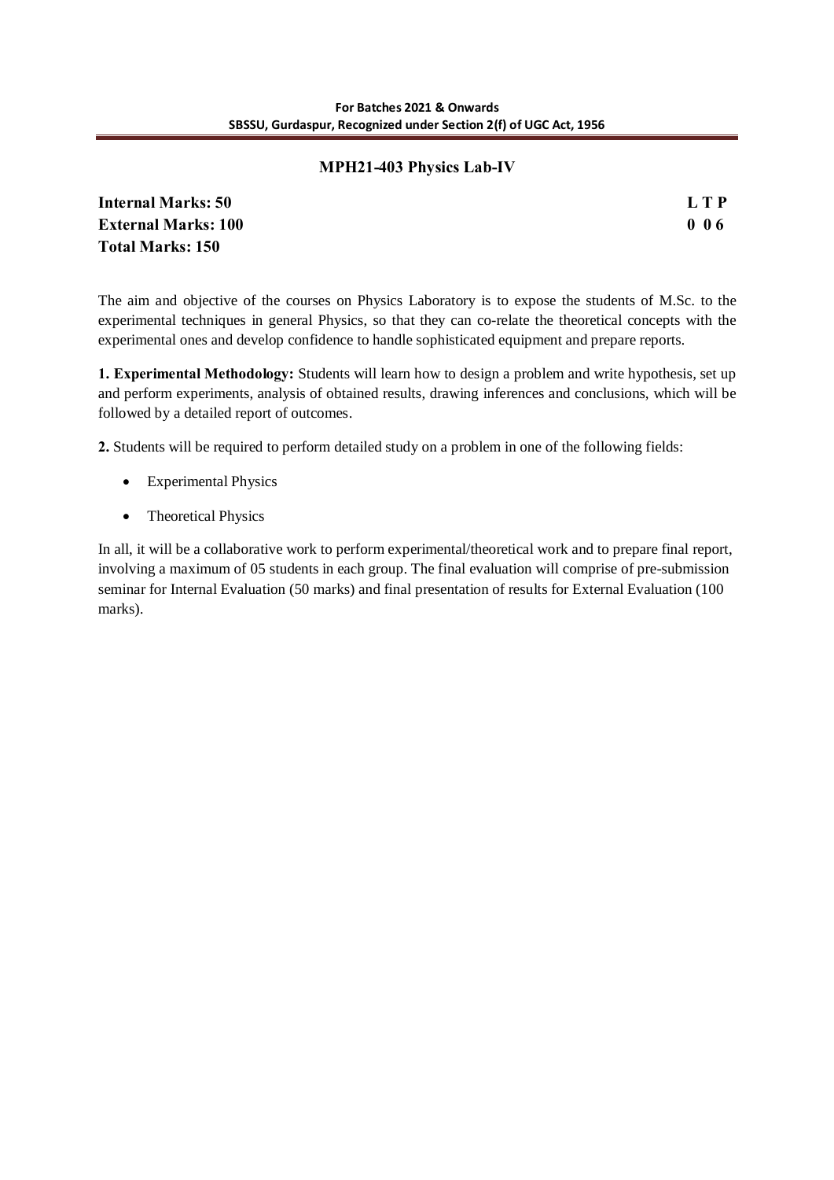## MPH21-403 Physics Lab-IV

**Internal Marks: 50** **L T P**
**External Marks: 100** **0 0 6**
**Total Marks: 150**

The aim and objective of the courses on Physics Laboratory is to expose the students of M.Sc. to the experimental techniques in general Physics, so that they can co-relate the theoretical concepts with the experimental ones and develop confidence to handle sophisticated equipment and prepare reports.

**1. Experimental Methodology:** Students will learn how to design a problem and write hypothesis, set up and perform experiments, analysis of obtained results, drawing inferences and conclusions, which will be followed by a detailed report of outcomes.

**2.** Students will be required to perform detailed study on a problem in one of the following fields:

- Experimental Physics
- Theoretical Physics

In all, it will be a collaborative work to perform experimental/theoretical work and to prepare final report, involving a maximum of 05 students in each group. The final evaluation will comprise of pre-submission seminar for Internal Evaluation (50 marks) and final presentation of results for External Evaluation (100 marks).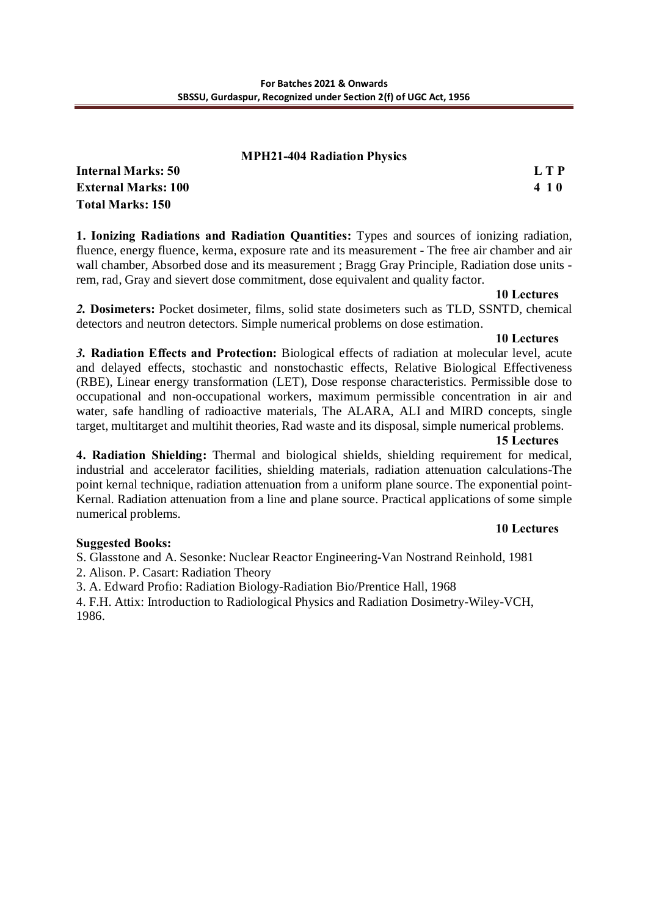## MPH21-404 Radiation Physics

**Internal Marks: 50** | **L T P**
**External Marks: 100** | **4 1 0**
**Total Marks: 150**

**1. Ionizing Radiations and Radiation Quantities:** Types and sources of ionizing radiation, fluence, energy fluence, kerma, exposure rate and its measurement - The free air chamber and air wall chamber, Absorbed dose and its measurement ; Bragg Gray Principle, Radiation dose units - rem, rad, Gray and sievert dose commitment, dose equivalent and quality factor.

**10 Lectures**

***2.* Dosimeters:** Pocket dosimeter, films, solid state dosimeters such as TLD, SSNTD, chemical detectors and neutron detectors. Simple numerical problems on dose estimation.

**10 Lectures**

***3.* Radiation Effects and Protection:** Biological effects of radiation at molecular level, acute and delayed effects, stochastic and nonstochastic effects, Relative Biological Effectiveness (RBE), Linear energy transformation (LET), Dose response characteristics. Permissible dose to occupational and non-occupational workers, maximum permissible concentration in air and water, safe handling of radioactive materials, The ALARA, ALI and MIRD concepts, single target, multitarget and multihit theories, Rad waste and its disposal, simple numerical problems.

**15 Lectures**

**4. Radiation Shielding:** Thermal and biological shields, shielding requirement for medical, industrial and accelerator facilities, shielding materials, radiation attenuation calculations-The point kernal technique, radiation attenuation from a uniform plane source. The exponential point-Kernal. Radiation attenuation from a line and plane source. Practical applications of some simple numerical problems.

**10 Lectures**

**Suggested Books:**

S. Glasstone and A. Sesonke: Nuclear Reactor Engineering-Van Nostrand Reinhold, 1981

2. Alison. P. Casart: Radiation Theory

3. A. Edward Profio: Radiation Biology-Radiation Bio/Prentice Hall, 1968

4. F.H. Attix: Introduction to Radiological Physics and Radiation Dosimetry-Wiley-VCH, 1986.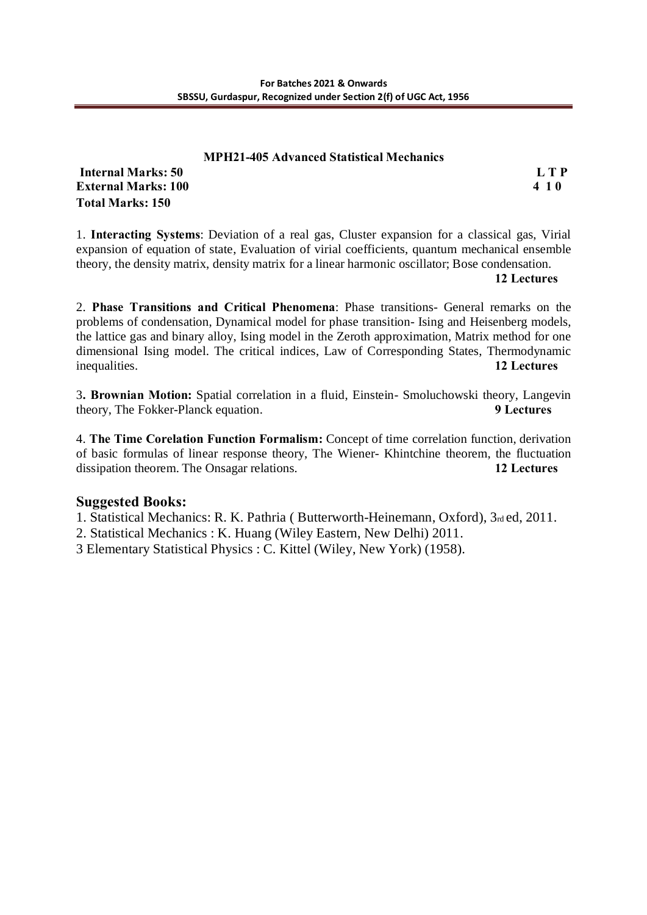## MPH21-405 Advanced Statistical Mechanics

**Internal Marks: 50** **L T P**
**External Marks: 100** **4 1 0**
**Total Marks: 150**

1. **Interacting Systems**: Deviation of a real gas, Cluster expansion for a classical gas, Virial expansion of equation of state, Evaluation of virial coefficients, quantum mechanical ensemble theory, the density matrix, density matrix for a linear harmonic oscillator; Bose condensation. **12 Lectures**

2. **Phase Transitions and Critical Phenomena**: Phase transitions- General remarks on the problems of condensation, Dynamical model for phase transition- Ising and Heisenberg models, the lattice gas and binary alloy, Ising model in the Zeroth approximation, Matrix method for one dimensional Ising model. The critical indices, Law of Corresponding States, Thermodynamic inequalities. **12 Lectures**

3. **Brownian Motion:** Spatial correlation in a fluid, Einstein- Smoluchowski theory, Langevin theory, The Fokker-Planck equation. **9 Lectures**

4. **The Time Corelation Function Formalism:** Concept of time correlation function, derivation of basic formulas of linear response theory, The Wiener- Khintchine theorem, the fluctuation dissipation theorem. The Onsagar relations. **12 Lectures**

## Suggested Books:

1. Statistical Mechanics: R. K. Pathria ( Butterworth-Heinemann, Oxford), 3rd ed, 2011.
2. Statistical Mechanics : K. Huang (Wiley Eastern, New Delhi) 2011.
3 Elementary Statistical Physics : C. Kittel (Wiley, New York) (1958).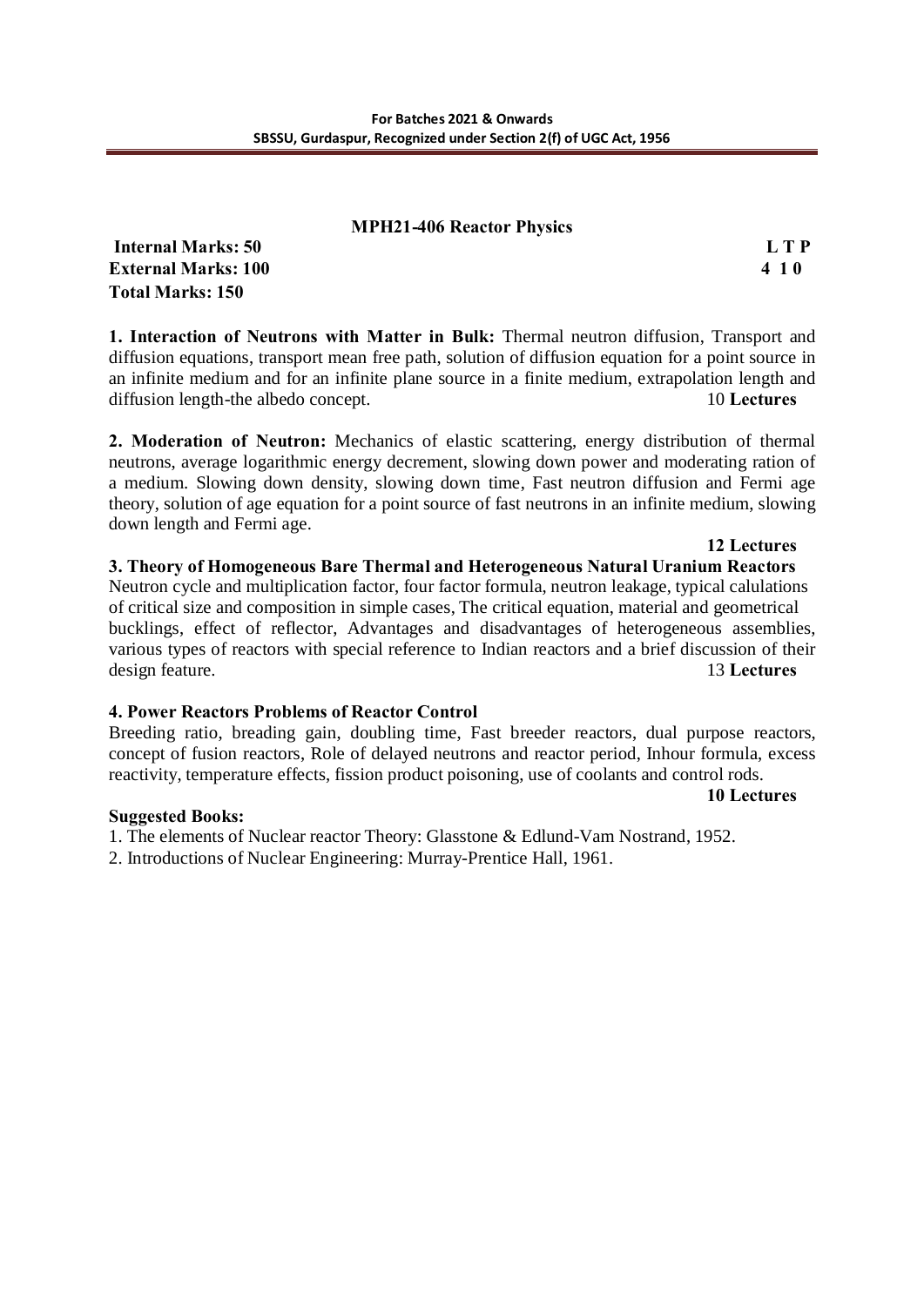## MPH21-406 Reactor Physics

**Internal Marks: 50** **L T P**
**External Marks: 100** **4 1 0**
**Total Marks: 150**

**1. Interaction of Neutrons with Matter in Bulk:** Thermal neutron diffusion, Transport and diffusion equations, transport mean free path, solution of diffusion equation for a point source in an infinite medium and for an infinite plane source in a finite medium, extrapolation length and diffusion length-the albedo concept. 10 **Lectures**

**2. Moderation of Neutron:** Mechanics of elastic scattering, energy distribution of thermal neutrons, average logarithmic energy decrement, slowing down power and moderating ration of a medium. Slowing down density, slowing down time, Fast neutron diffusion and Fermi age theory, solution of age equation for a point source of fast neutrons in an infinite medium, slowing down length and Fermi age.

**12 Lectures**

**3. Theory of Homogeneous Bare Thermal and Heterogeneous Natural Uranium Reactors**

Neutron cycle and multiplication factor, four factor formula, neutron leakage, typical calulations of critical size and composition in simple cases, The critical equation, material and geometrical bucklings, effect of reflector, Advantages and disadvantages of heterogeneous assemblies, various types of reactors with special reference to Indian reactors and a brief discussion of their design feature. 13 **Lectures**

**4. Power Reactors Problems of Reactor Control**

Breeding ratio, breading gain, doubling time, Fast breeder reactors, dual purpose reactors, concept of fusion reactors, Role of delayed neutrons and reactor period, Inhour formula, excess reactivity, temperature effects, fission product poisoning, use of coolants and control rods.

**10 Lectures**

**Suggested Books:**

1. The elements of Nuclear reactor Theory: Glasstone & Edlund-Vam Nostrand, 1952.
2. Introductions of Nuclear Engineering: Murray-Prentice Hall, 1961.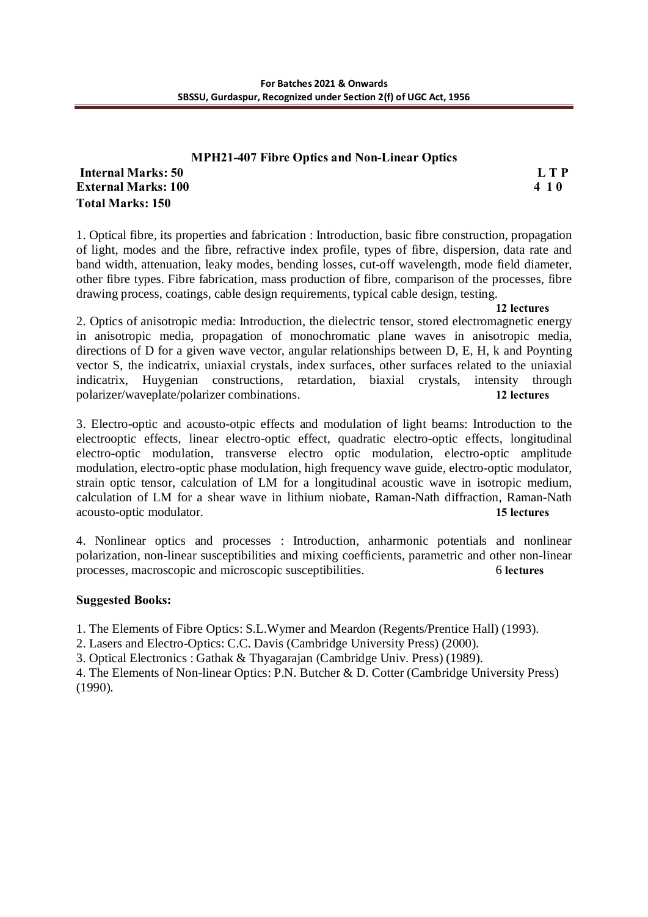## MPH21-407 Fibre Optics and Non-Linear Optics

**Internal Marks: 50**
**External Marks: 100**
**Total Marks: 150**

**L T P**
**4 1 0**

1. Optical fibre, its properties and fabrication : Introduction, basic fibre construction, propagation of light, modes and the fibre, refractive index profile, types of fibre, dispersion, data rate and band width, attenuation, leaky modes, bending losses, cut-off wavelength, mode field diameter, other fibre types. Fibre fabrication, mass production of fibre, comparison of the processes, fibre drawing process, coatings, cable design requirements, typical cable design, testing. **12 lectures**

2. Optics of anisotropic media: Introduction, the dielectric tensor, stored electromagnetic energy in anisotropic media, propagation of monochromatic plane waves in anisotropic media, directions of D for a given wave vector, angular relationships between D, E, H, k and Poynting vector S, the indicatrix, uniaxial crystals, index surfaces, other surfaces related to the uniaxial indicatrix, Huygenian constructions, retardation, biaxial crystals, intensity through polarizer/waveplate/polarizer combinations. **12 lectures**

3. Electro-optic and acousto-otpic effects and modulation of light beams: Introduction to the electrooptic effects, linear electro-optic effect, quadratic electro-optic effects, longitudinal electro-optic modulation, transverse electro optic modulation, electro-optic amplitude modulation, electro-optic phase modulation, high frequency wave guide, electro-optic modulator, strain optic tensor, calculation of LM for a longitudinal acoustic wave in isotropic medium, calculation of LM for a shear wave in lithium niobate, Raman-Nath diffraction, Raman-Nath acousto-optic modulator. **15 lectures**

4. Nonlinear optics and processes : Introduction, anharmonic potentials and nonlinear polarization, non-linear susceptibilities and mixing coefficients, parametric and other non-linear processes, macroscopic and microscopic susceptibilities. **6 lectures**

**Suggested Books:**

1. The Elements of Fibre Optics: S.L.Wymer and Meardon (Regents/Prentice Hall) (1993).
2. Lasers and Electro-Optics: C.C. Davis (Cambridge University Press) (2000).
3. Optical Electronics : Gathak & Thyagarajan (Cambridge Univ. Press) (1989).
4. The Elements of Non-linear Optics: P.N. Butcher & D. Cotter (Cambridge University Press) (1990).